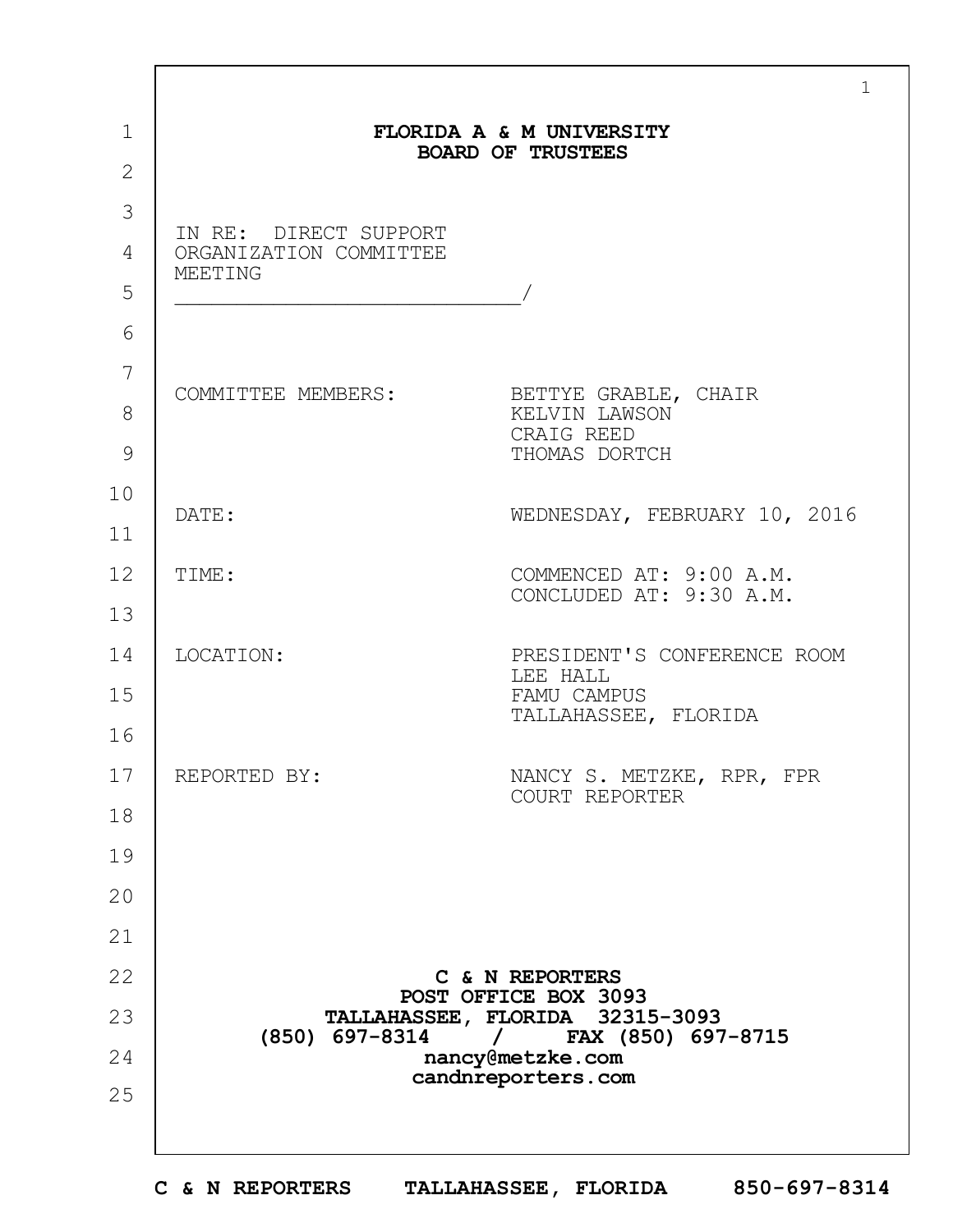# FLORIDA A & M UNIVERSITY
# BOARD OF TRUSTEES

IN RE: DIRECT SUPPORT ORGANIZATION COMMITTEE MEETING
_____________________________/

| | |
|---|---|
| COMMITTEE MEMBERS: | BETTYE GRABLE, CHAIR<br>KELVIN LAWSON<br>CRAIG REED<br>THOMAS DORTCH |
| DATE: | WEDNESDAY, FEBRUARY 10, 2016 |
| TIME: | COMMENCED AT: 9:00 A.M.<br>CONCLUDED AT: 9:30 A.M. |
| LOCATION: | PRESIDENT'S CONFERENCE ROOM<br>LEE HALL<br>FAMU CAMPUS<br>TALLAHASSEE, FLORIDA |
| REPORTED BY: | NANCY S. METZKE, RPR, FPR<br>COURT REPORTER |

**C & N REPORTERS**
**POST OFFICE BOX 3093**
**TALLAHASSEE, FLORIDA 32315-3093**
**(850) 697-8314 / FAX (850) 697-8715**
**nancy@metzke.com**
**candnreporters.com**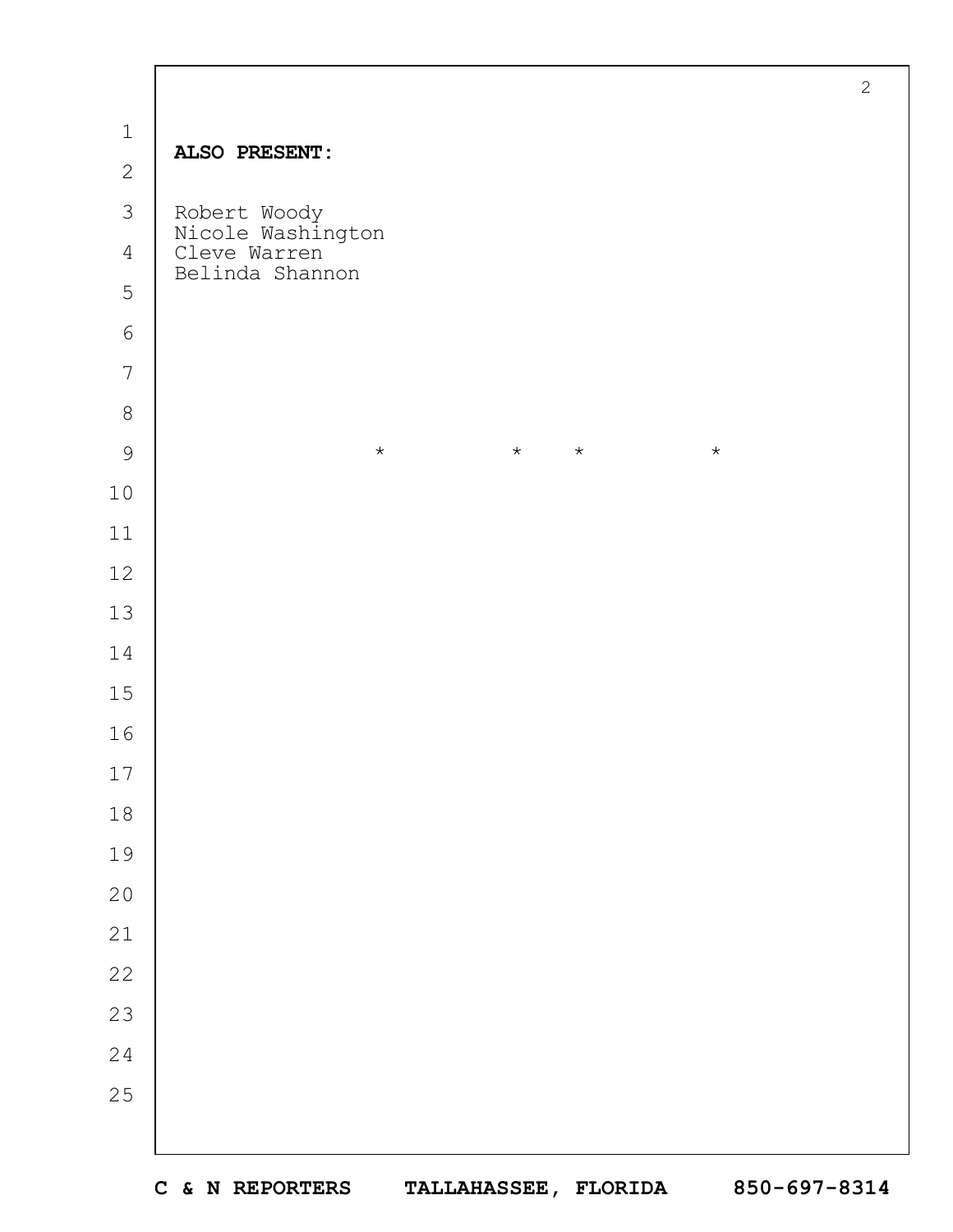**ALSO PRESENT:**

Robert Woody
Nicole Washington
Cleve Warren
Belinda Shannon

\* \* \* \*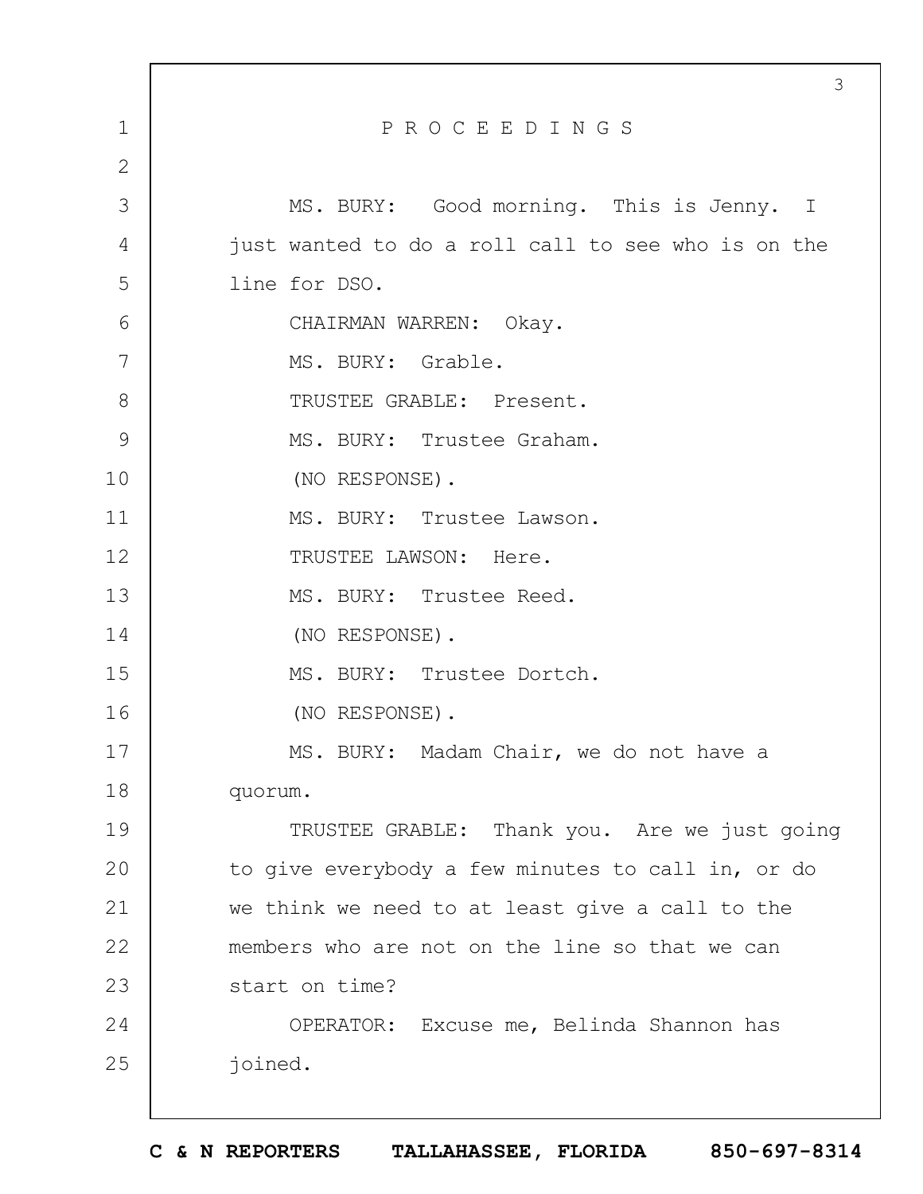P R O C E E D I N G S

MS. BURY: Good morning. This is Jenny. I just wanted to do a roll call to see who is on the line for DSO.

CHAIRMAN WARREN: Okay.

MS. BURY: Grable.

TRUSTEE GRABLE: Present.

MS. BURY: Trustee Graham.

(NO RESPONSE).

MS. BURY: Trustee Lawson.

TRUSTEE LAWSON: Here.

MS. BURY: Trustee Reed.

(NO RESPONSE).

MS. BURY: Trustee Dortch.

(NO RESPONSE).

MS. BURY: Madam Chair, we do not have a quorum.

TRUSTEE GRABLE: Thank you. Are we just going to give everybody a few minutes to call in, or do we think we need to at least give a call to the members who are not on the line so that we can start on time?

OPERATOR: Excuse me, Belinda Shannon has joined.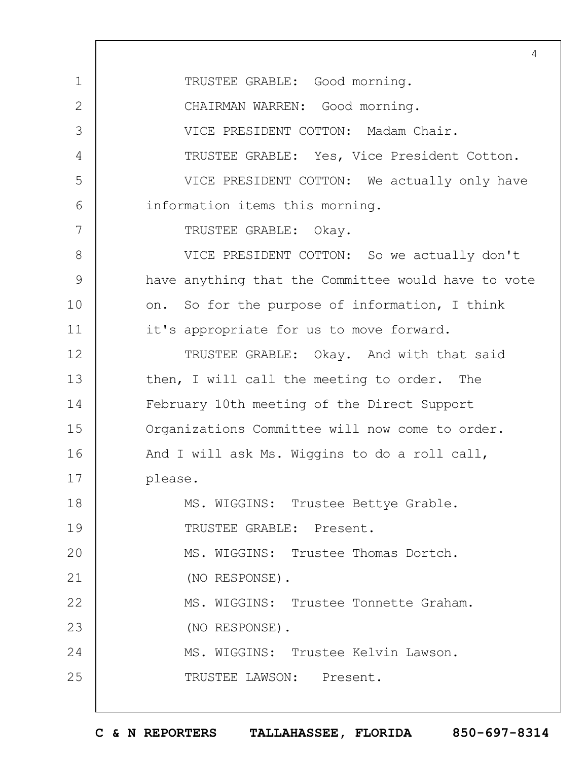TRUSTEE GRABLE: Good morning.

CHAIRMAN WARREN: Good morning.

VICE PRESIDENT COTTON: Madam Chair.

TRUSTEE GRABLE: Yes, Vice President Cotton.

VICE PRESIDENT COTTON: We actually only have information items this morning.

TRUSTEE GRABLE: Okay.

VICE PRESIDENT COTTON: So we actually don't have anything that the Committee would have to vote on. So for the purpose of information, I think it's appropriate for us to move forward.

TRUSTEE GRABLE: Okay. And with that said then, I will call the meeting to order. The February 10th meeting of the Direct Support Organizations Committee will now come to order. And I will ask Ms. Wiggins to do a roll call, please.

MS. WIGGINS: Trustee Bettye Grable.

TRUSTEE GRABLE: Present.

MS. WIGGINS: Trustee Thomas Dortch.

(NO RESPONSE).

MS. WIGGINS: Trustee Tonnette Graham.

(NO RESPONSE).

MS. WIGGINS: Trustee Kelvin Lawson.

TRUSTEE LAWSON: Present.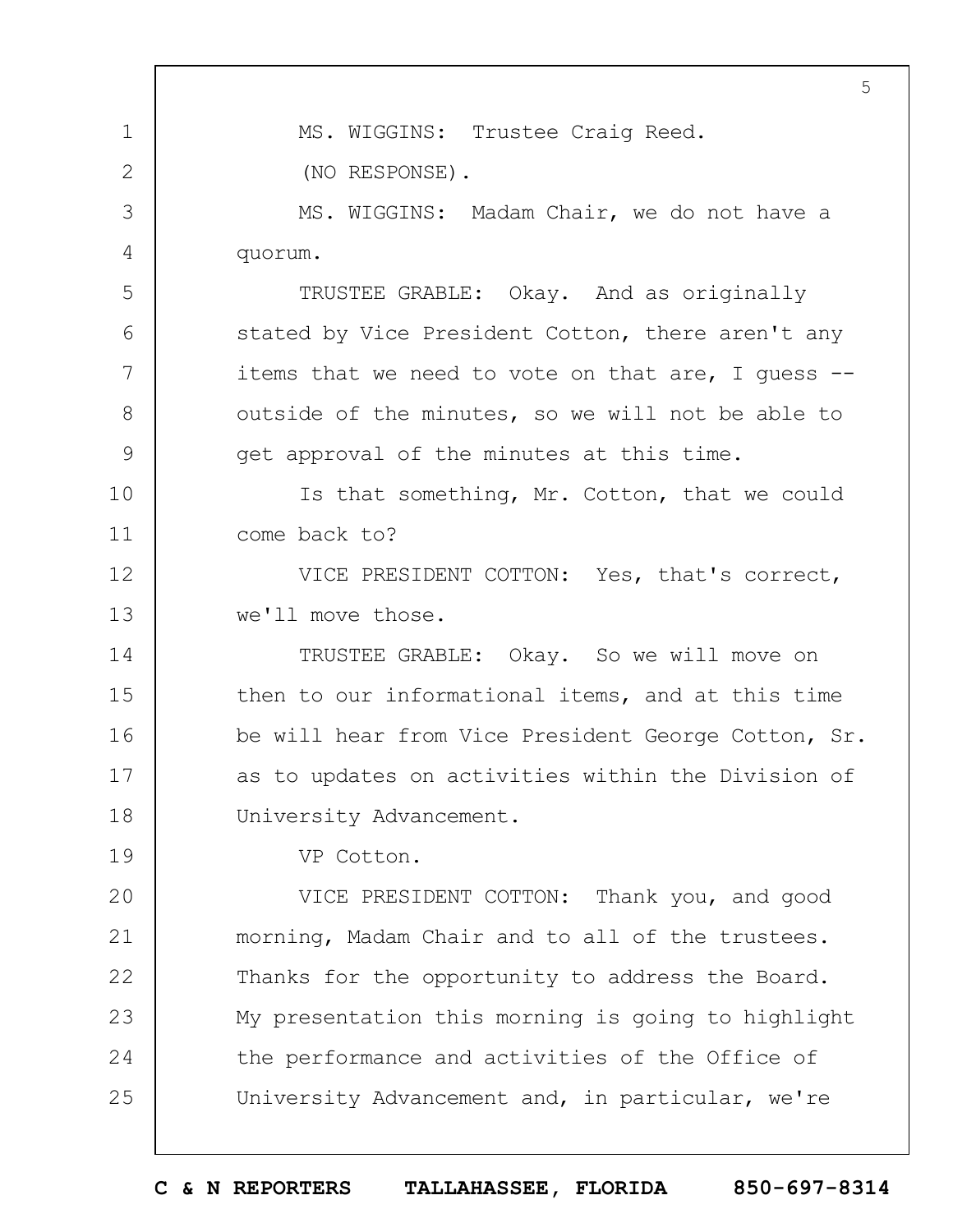MS. WIGGINS: Trustee Craig Reed.

(NO RESPONSE).

MS. WIGGINS: Madam Chair, we do not have a quorum.

TRUSTEE GRABLE: Okay. And as originally stated by Vice President Cotton, there aren't any items that we need to vote on that are, I guess -- outside of the minutes, so we will not be able to get approval of the minutes at this time.

Is that something, Mr. Cotton, that we could come back to?

VICE PRESIDENT COTTON: Yes, that's correct, we'll move those.

TRUSTEE GRABLE: Okay. So we will move on then to our informational items, and at this time be will hear from Vice President George Cotton, Sr. as to updates on activities within the Division of University Advancement.

VP Cotton.

VICE PRESIDENT COTTON: Thank you, and good morning, Madam Chair and to all of the trustees. Thanks for the opportunity to address the Board. My presentation this morning is going to highlight the performance and activities of the Office of University Advancement and, in particular, we're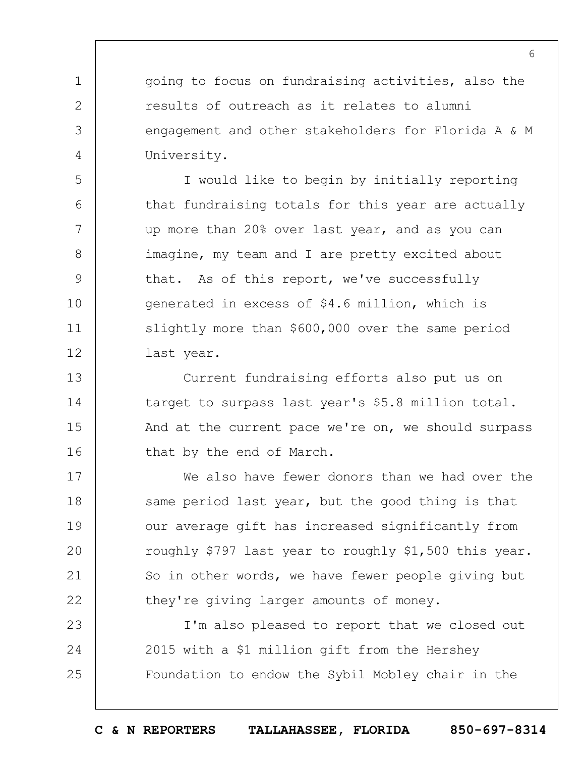going to focus on fundraising activities, also the results of outreach as it relates to alumni engagement and other stakeholders for Florida A & M University.

I would like to begin by initially reporting that fundraising totals for this year are actually up more than 20% over last year, and as you can imagine, my team and I are pretty excited about that. As of this report, we've successfully generated in excess of $4.6 million, which is slightly more than $600,000 over the same period last year.

Current fundraising efforts also put us on target to surpass last year's $5.8 million total. And at the current pace we're on, we should surpass that by the end of March.

We also have fewer donors than we had over the same period last year, but the good thing is that our average gift has increased significantly from roughly $797 last year to roughly $1,500 this year. So in other words, we have fewer people giving but they're giving larger amounts of money.

I'm also pleased to report that we closed out 2015 with a $1 million gift from the Hershey Foundation to endow the Sybil Mobley chair in the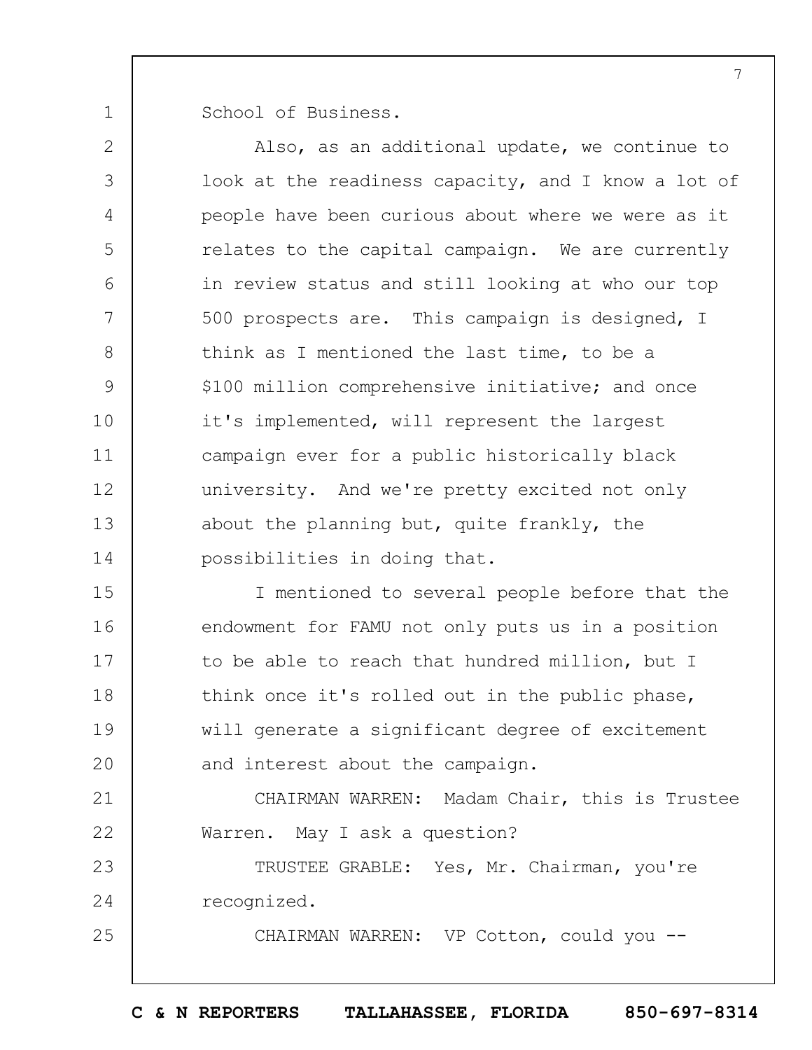School of Business.

Also, as an additional update, we continue to look at the readiness capacity, and I know a lot of people have been curious about where we were as it relates to the capital campaign. We are currently in review status and still looking at who our top 500 prospects are. This campaign is designed, I think as I mentioned the last time, to be a $100 million comprehensive initiative; and once it's implemented, will represent the largest campaign ever for a public historically black university. And we're pretty excited not only about the planning but, quite frankly, the possibilities in doing that.

I mentioned to several people before that the endowment for FAMU not only puts us in a position to be able to reach that hundred million, but I think once it's rolled out in the public phase, will generate a significant degree of excitement and interest about the campaign.

CHAIRMAN WARREN: Madam Chair, this is Trustee Warren. May I ask a question?

TRUSTEE GRABLE: Yes, Mr. Chairman, you're recognized.

CHAIRMAN WARREN: VP Cotton, could you --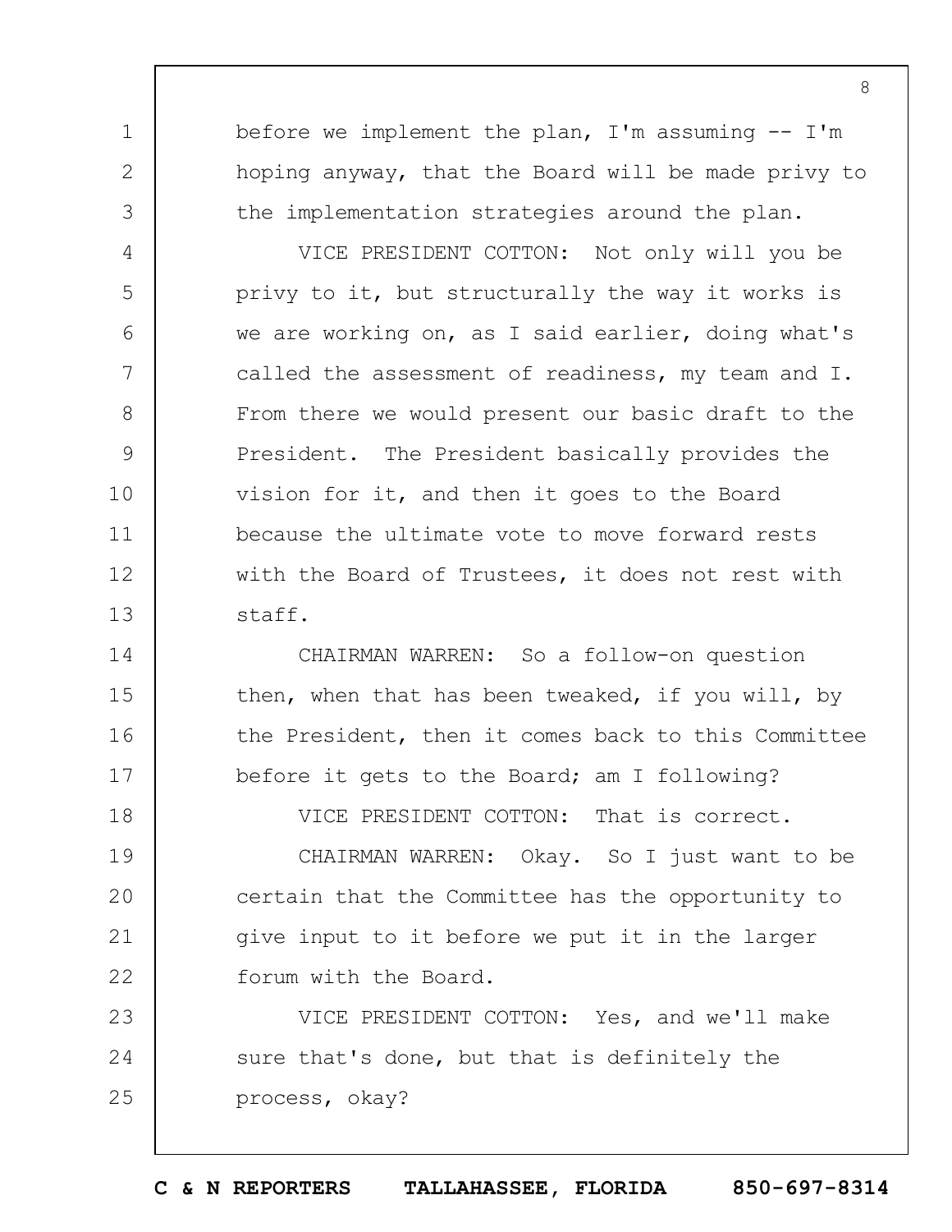before we implement the plan, I'm assuming -- I'm hoping anyway, that the Board will be made privy to the implementation strategies around the plan.

VICE PRESIDENT COTTON: Not only will you be privy to it, but structurally the way it works is we are working on, as I said earlier, doing what's called the assessment of readiness, my team and I. From there we would present our basic draft to the President. The President basically provides the vision for it, and then it goes to the Board because the ultimate vote to move forward rests with the Board of Trustees, it does not rest with staff.

CHAIRMAN WARREN: So a follow-on question then, when that has been tweaked, if you will, by the President, then it comes back to this Committee before it gets to the Board; am I following?

VICE PRESIDENT COTTON: That is correct.

CHAIRMAN WARREN: Okay. So I just want to be certain that the Committee has the opportunity to give input to it before we put it in the larger forum with the Board.

VICE PRESIDENT COTTON: Yes, and we'll make sure that's done, but that is definitely the process, okay?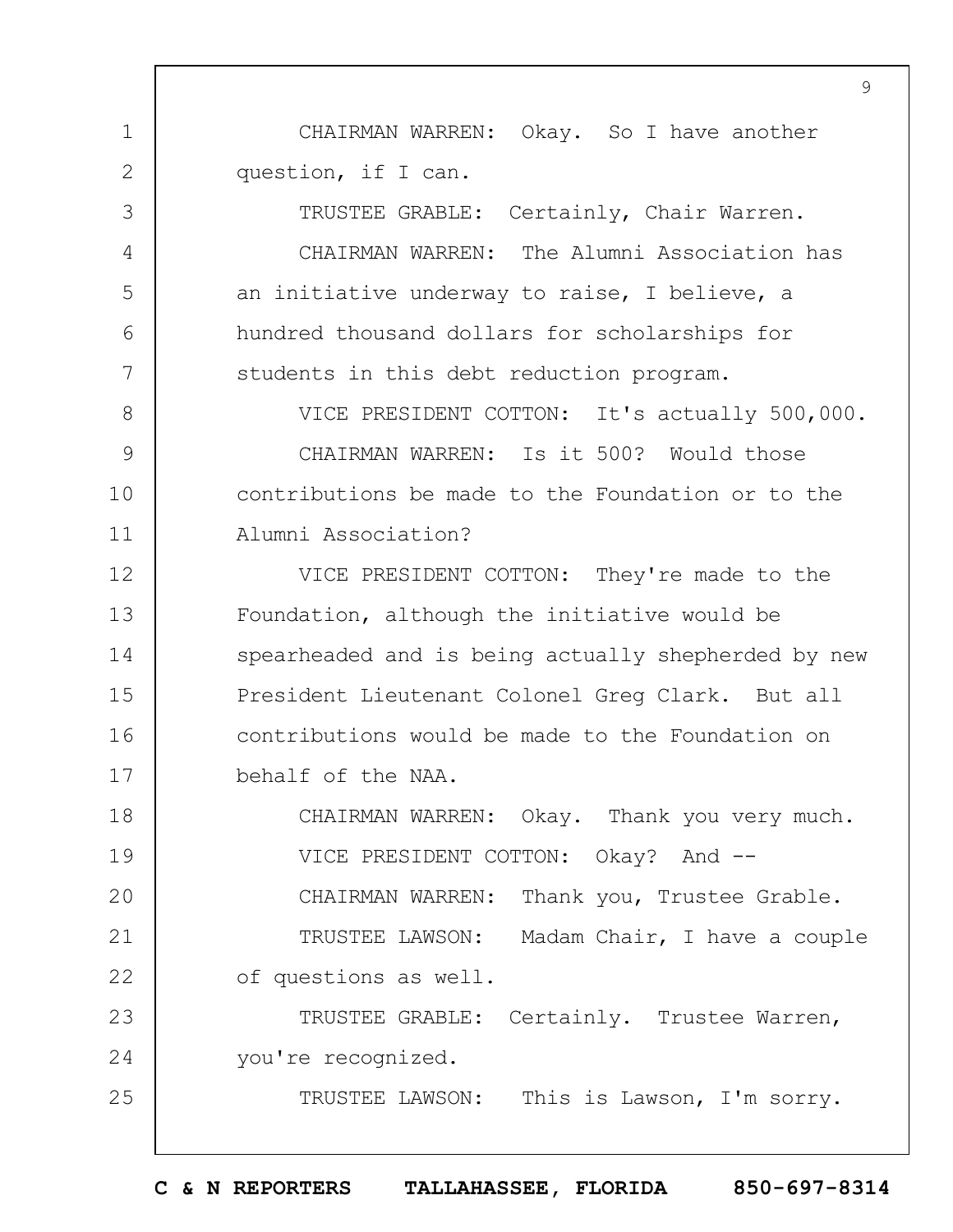CHAIRMAN WARREN: Okay. So I have another question, if I can.

TRUSTEE GRABLE: Certainly, Chair Warren.

CHAIRMAN WARREN: The Alumni Association has an initiative underway to raise, I believe, a hundred thousand dollars for scholarships for students in this debt reduction program.

VICE PRESIDENT COTTON: It's actually 500,000.

CHAIRMAN WARREN: Is it 500? Would those contributions be made to the Foundation or to the Alumni Association?

VICE PRESIDENT COTTON: They're made to the Foundation, although the initiative would be spearheaded and is being actually shepherded by new President Lieutenant Colonel Greg Clark. But all contributions would be made to the Foundation on behalf of the NAA.

CHAIRMAN WARREN: Okay. Thank you very much.

VICE PRESIDENT COTTON: Okay? And --

CHAIRMAN WARREN: Thank you, Trustee Grable.

TRUSTEE LAWSON: Madam Chair, I have a couple of questions as well.

TRUSTEE GRABLE: Certainly. Trustee Warren, you're recognized.

TRUSTEE LAWSON: This is Lawson, I'm sorry.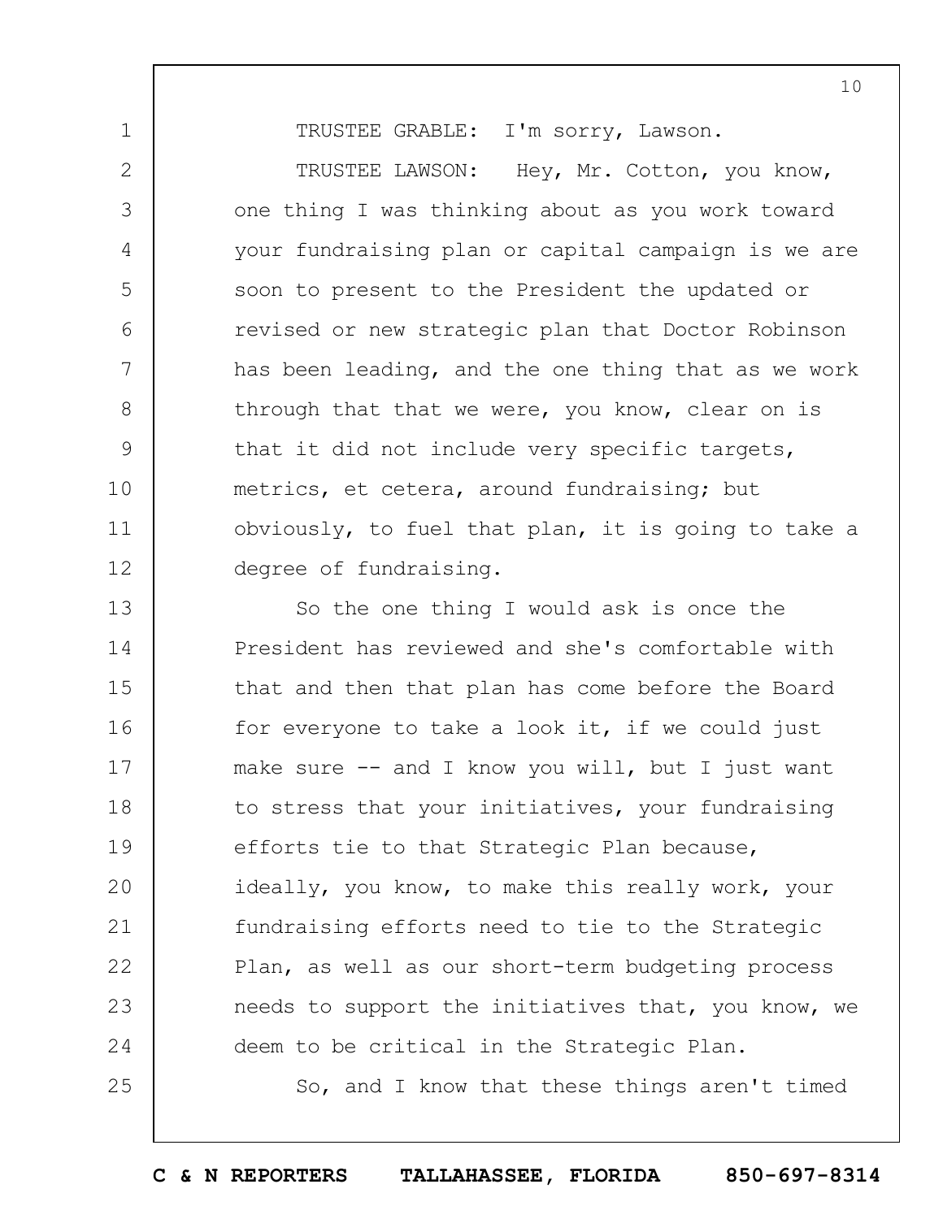TRUSTEE GRABLE: I'm sorry, Lawson.

TRUSTEE LAWSON: Hey, Mr. Cotton, you know, one thing I was thinking about as you work toward your fundraising plan or capital campaign is we are soon to present to the President the updated or revised or new strategic plan that Doctor Robinson has been leading, and the one thing that as we work through that that we were, you know, clear on is that it did not include very specific targets, metrics, et cetera, around fundraising; but obviously, to fuel that plan, it is going to take a degree of fundraising.

So the one thing I would ask is once the President has reviewed and she's comfortable with that and then that plan has come before the Board for everyone to take a look it, if we could just make sure -- and I know you will, but I just want to stress that your initiatives, your fundraising efforts tie to that Strategic Plan because, ideally, you know, to make this really work, your fundraising efforts need to tie to the Strategic Plan, as well as our short-term budgeting process needs to support the initiatives that, you know, we deem to be critical in the Strategic Plan.

So, and I know that these things aren't timed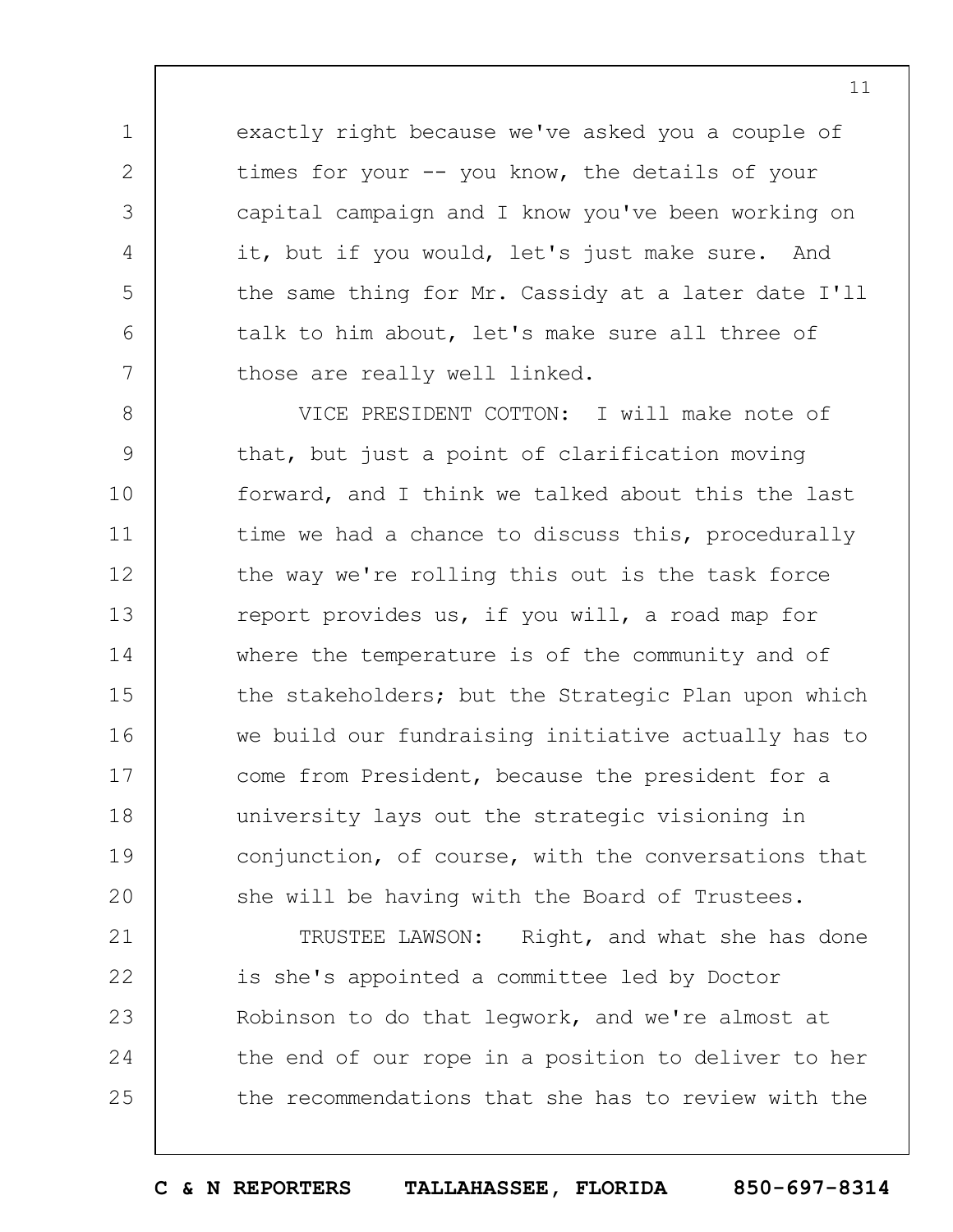exactly right because we've asked you a couple of times for your -- you know, the details of your capital campaign and I know you've been working on it, but if you would, let's just make sure. And the same thing for Mr. Cassidy at a later date I'll talk to him about, let's make sure all three of those are really well linked.

VICE PRESIDENT COTTON: I will make note of that, but just a point of clarification moving forward, and I think we talked about this the last time we had a chance to discuss this, procedurally the way we're rolling this out is the task force report provides us, if you will, a road map for where the temperature is of the community and of the stakeholders; but the Strategic Plan upon which we build our fundraising initiative actually has to come from President, because the president for a university lays out the strategic visioning in conjunction, of course, with the conversations that she will be having with the Board of Trustees.

TRUSTEE LAWSON: Right, and what she has done is she's appointed a committee led by Doctor Robinson to do that legwork, and we're almost at the end of our rope in a position to deliver to her the recommendations that she has to review with the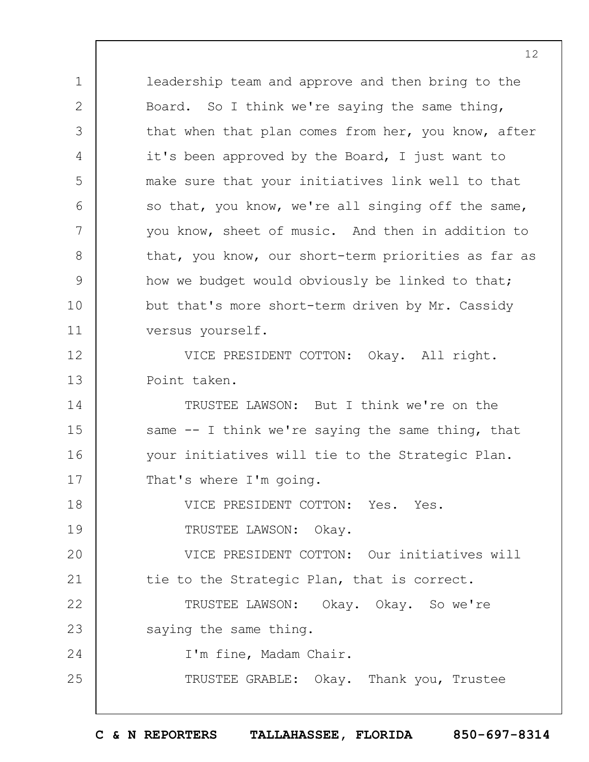leadership team and approve and then bring to the Board. So I think we're saying the same thing, that when that plan comes from her, you know, after it's been approved by the Board, I just want to make sure that your initiatives link well to that so that, you know, we're all singing off the same, you know, sheet of music. And then in addition to that, you know, our short-term priorities as far as how we budget would obviously be linked to that; but that's more short-term driven by Mr. Cassidy versus yourself.

VICE PRESIDENT COTTON: Okay. All right. Point taken.

TRUSTEE LAWSON: But I think we're on the same -- I think we're saying the same thing, that your initiatives will tie to the Strategic Plan. That's where I'm going.

VICE PRESIDENT COTTON: Yes. Yes.

TRUSTEE LAWSON: Okay.

VICE PRESIDENT COTTON: Our initiatives will tie to the Strategic Plan, that is correct.

TRUSTEE LAWSON: Okay. Okay. So we're saying the same thing.

I'm fine, Madam Chair.

TRUSTEE GRABLE: Okay. Thank you, Trustee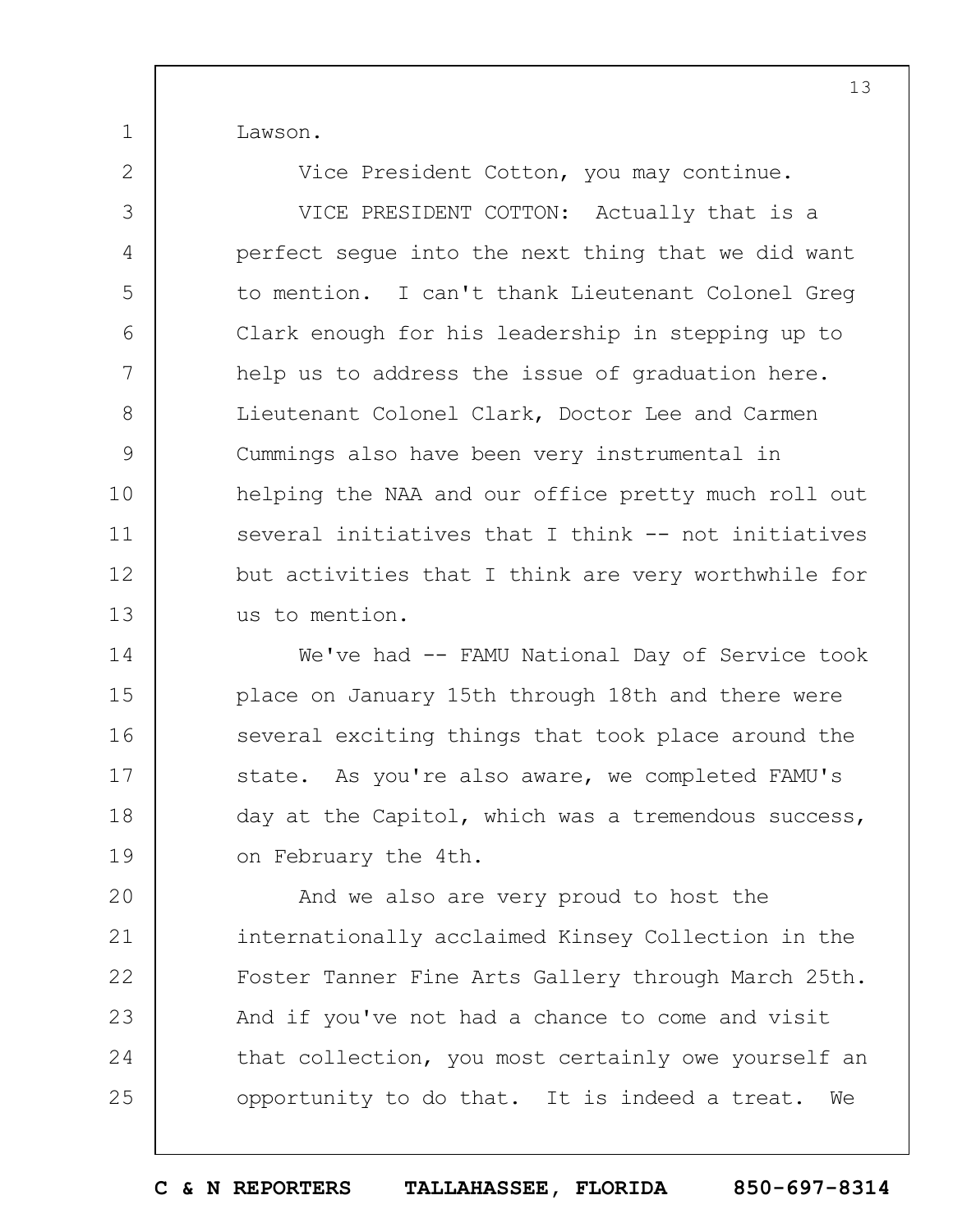Lawson.

Vice President Cotton, you may continue.

VICE PRESIDENT COTTON: Actually that is a perfect segue into the next thing that we did want to mention. I can't thank Lieutenant Colonel Greg Clark enough for his leadership in stepping up to help us to address the issue of graduation here. Lieutenant Colonel Clark, Doctor Lee and Carmen Cummings also have been very instrumental in helping the NAA and our office pretty much roll out several initiatives that I think -- not initiatives but activities that I think are very worthwhile for us to mention.

We've had -- FAMU National Day of Service took place on January 15th through 18th and there were several exciting things that took place around the state. As you're also aware, we completed FAMU's day at the Capitol, which was a tremendous success, on February the 4th.

And we also are very proud to host the internationally acclaimed Kinsey Collection in the Foster Tanner Fine Arts Gallery through March 25th. And if you've not had a chance to come and visit that collection, you most certainly owe yourself an opportunity to do that. It is indeed a treat. We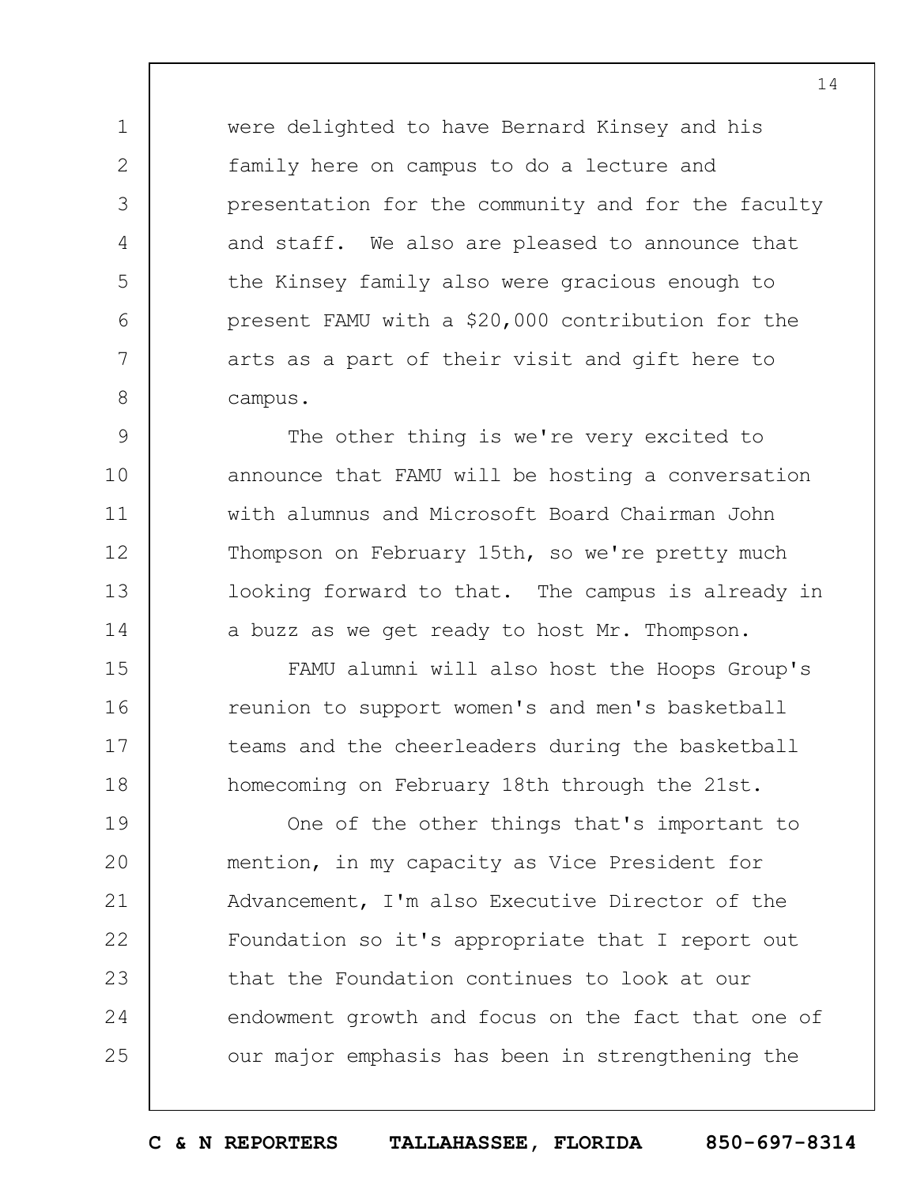were delighted to have Bernard Kinsey and his family here on campus to do a lecture and presentation for the community and for the faculty and staff. We also are pleased to announce that the Kinsey family also were gracious enough to present FAMU with a $20,000 contribution for the arts as a part of their visit and gift here to campus.

The other thing is we're very excited to announce that FAMU will be hosting a conversation with alumnus and Microsoft Board Chairman John Thompson on February 15th, so we're pretty much looking forward to that. The campus is already in a buzz as we get ready to host Mr. Thompson.

FAMU alumni will also host the Hoops Group's reunion to support women's and men's basketball teams and the cheerleaders during the basketball homecoming on February 18th through the 21st.

One of the other things that's important to mention, in my capacity as Vice President for Advancement, I'm also Executive Director of the Foundation so it's appropriate that I report out that the Foundation continues to look at our endowment growth and focus on the fact that one of our major emphasis has been in strengthening the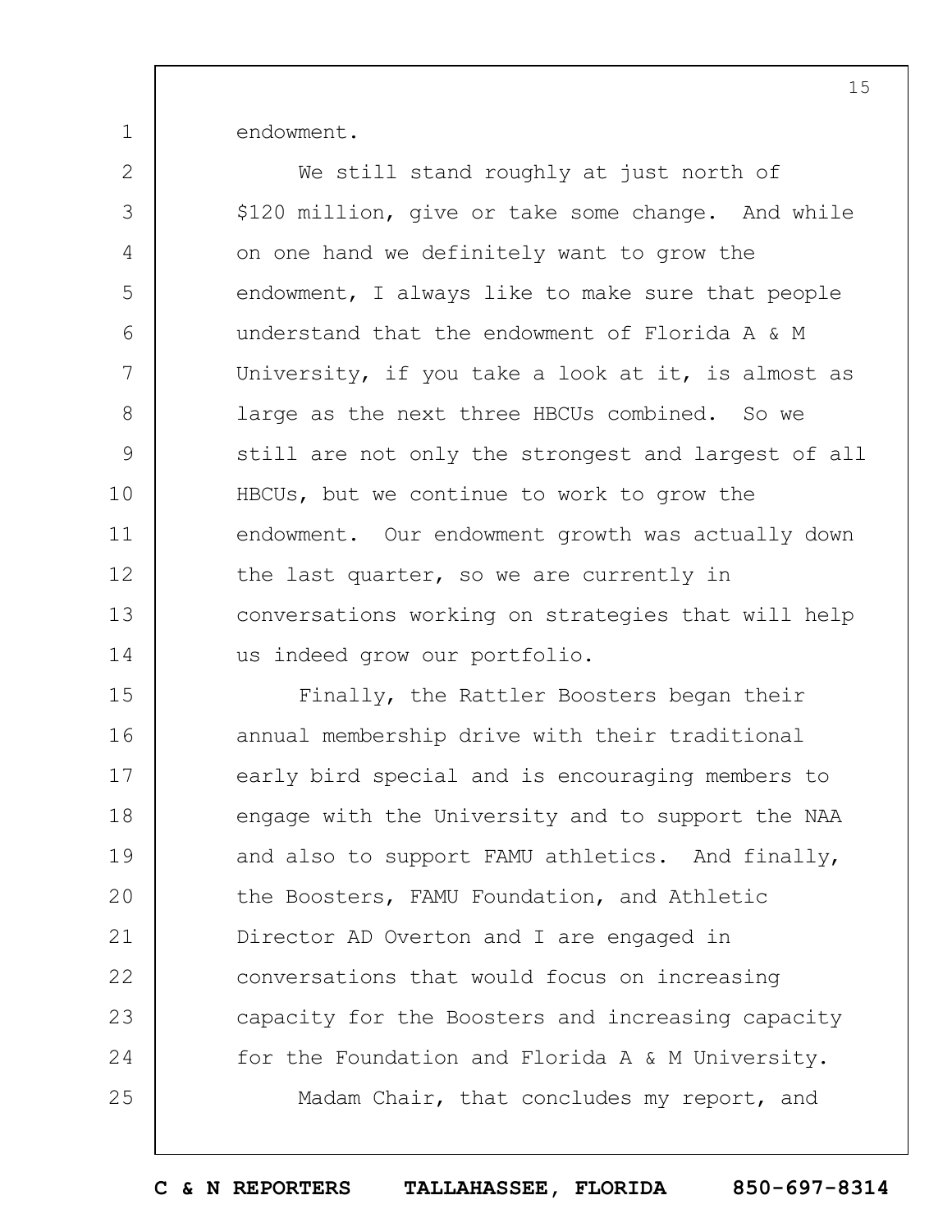endowment.

We still stand roughly at just north of $120 million, give or take some change. And while on one hand we definitely want to grow the endowment, I always like to make sure that people understand that the endowment of Florida A & M University, if you take a look at it, is almost as large as the next three HBCUs combined. So we still are not only the strongest and largest of all HBCUs, but we continue to work to grow the endowment. Our endowment growth was actually down the last quarter, so we are currently in conversations working on strategies that will help us indeed grow our portfolio.

Finally, the Rattler Boosters began their annual membership drive with their traditional early bird special and is encouraging members to engage with the University and to support the NAA and also to support FAMU athletics. And finally, the Boosters, FAMU Foundation, and Athletic Director AD Overton and I are engaged in conversations that would focus on increasing capacity for the Boosters and increasing capacity for the Foundation and Florida A & M University.

Madam Chair, that concludes my report, and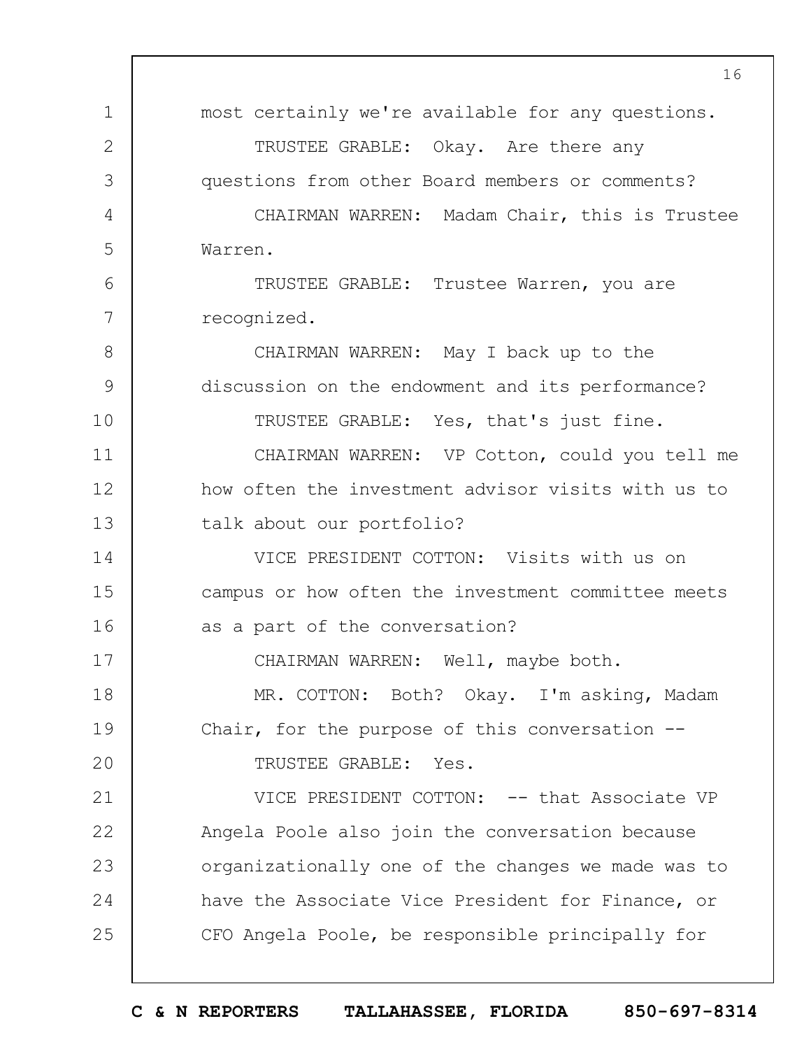most certainly we're available for any questions.

TRUSTEE GRABLE: Okay. Are there any questions from other Board members or comments?

CHAIRMAN WARREN: Madam Chair, this is Trustee Warren.

TRUSTEE GRABLE: Trustee Warren, you are recognized.

CHAIRMAN WARREN: May I back up to the discussion on the endowment and its performance?

TRUSTEE GRABLE: Yes, that's just fine.

CHAIRMAN WARREN: VP Cotton, could you tell me how often the investment advisor visits with us to talk about our portfolio?

VICE PRESIDENT COTTON: Visits with us on campus or how often the investment committee meets as a part of the conversation?

CHAIRMAN WARREN: Well, maybe both.

MR. COTTON: Both? Okay. I'm asking, Madam Chair, for the purpose of this conversation --

TRUSTEE GRABLE: Yes.

VICE PRESIDENT COTTON: -- that Associate VP Angela Poole also join the conversation because organizationally one of the changes we made was to have the Associate Vice President for Finance, or CFO Angela Poole, be responsible principally for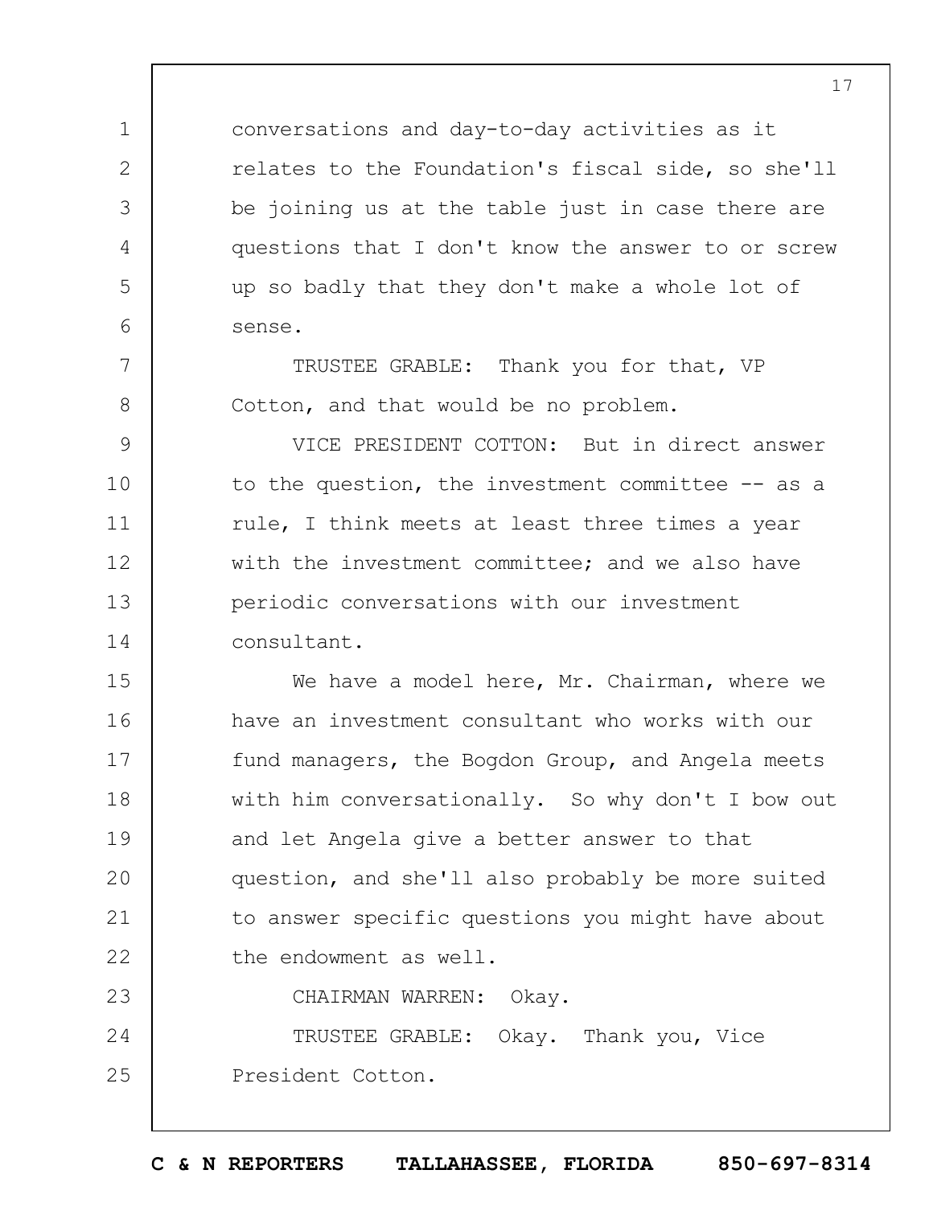conversations and day-to-day activities as it relates to the Foundation's fiscal side, so she'll be joining us at the table just in case there are questions that I don't know the answer to or screw up so badly that they don't make a whole lot of sense.

TRUSTEE GRABLE: Thank you for that, VP Cotton, and that would be no problem.

VICE PRESIDENT COTTON: But in direct answer to the question, the investment committee -- as a rule, I think meets at least three times a year with the investment committee; and we also have periodic conversations with our investment consultant.

We have a model here, Mr. Chairman, where we have an investment consultant who works with our fund managers, the Bogdon Group, and Angela meets with him conversationally. So why don't I bow out and let Angela give a better answer to that question, and she'll also probably be more suited to answer specific questions you might have about the endowment as well.

CHAIRMAN WARREN: Okay.

TRUSTEE GRABLE: Okay. Thank you, Vice President Cotton.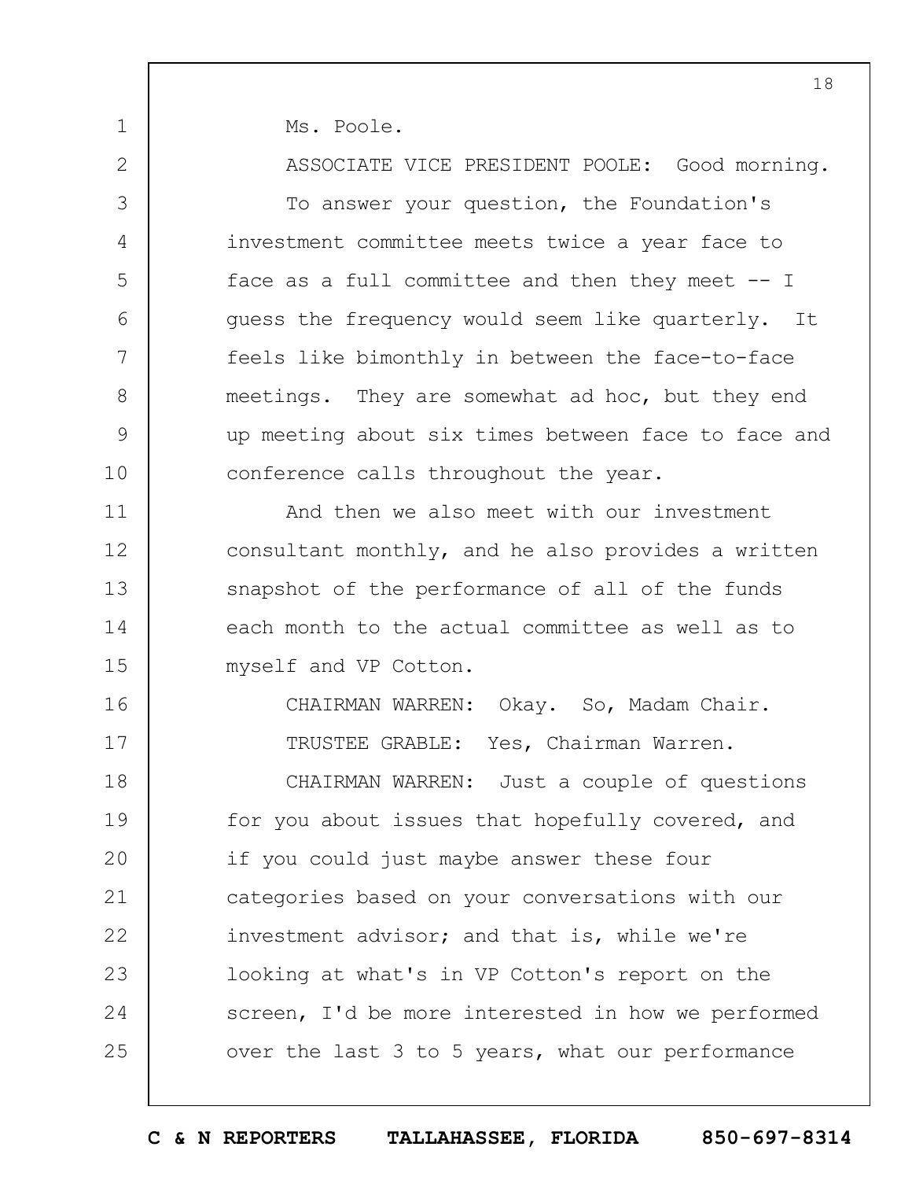Ms. Poole.

ASSOCIATE VICE PRESIDENT POOLE: Good morning.

To answer your question, the Foundation's investment committee meets twice a year face to face as a full committee and then they meet -- I guess the frequency would seem like quarterly. It feels like bimonthly in between the face-to-face meetings. They are somewhat ad hoc, but they end up meeting about six times between face to face and conference calls throughout the year.

And then we also meet with our investment consultant monthly, and he also provides a written snapshot of the performance of all of the funds each month to the actual committee as well as to myself and VP Cotton.

CHAIRMAN WARREN: Okay. So, Madam Chair.

TRUSTEE GRABLE: Yes, Chairman Warren.

CHAIRMAN WARREN: Just a couple of questions for you about issues that hopefully covered, and if you could just maybe answer these four categories based on your conversations with our investment advisor; and that is, while we're looking at what's in VP Cotton's report on the screen, I'd be more interested in how we performed over the last 3 to 5 years, what our performance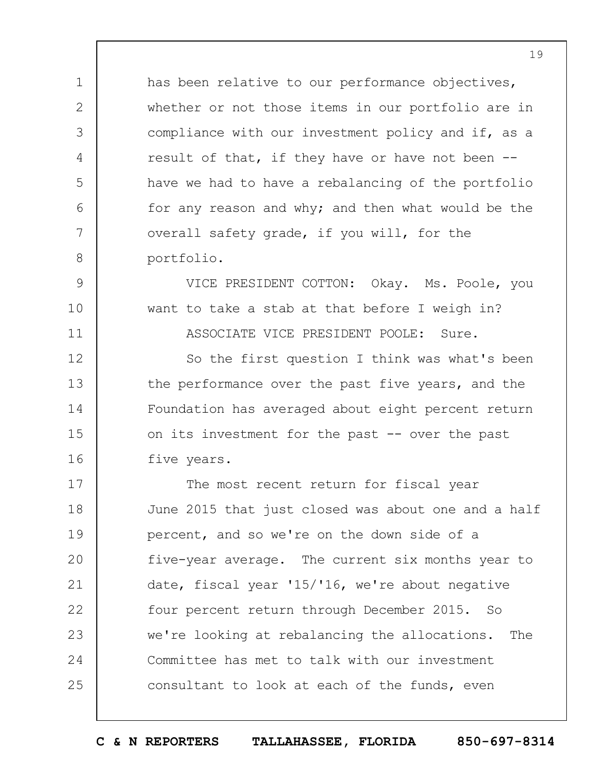has been relative to our performance objectives, whether or not those items in our portfolio are in compliance with our investment policy and if, as a result of that, if they have or have not been -- have we had to have a rebalancing of the portfolio for any reason and why; and then what would be the overall safety grade, if you will, for the portfolio.

VICE PRESIDENT COTTON: Okay. Ms. Poole, you want to take a stab at that before I weigh in?

ASSOCIATE VICE PRESIDENT POOLE: Sure.

So the first question I think was what's been the performance over the past five years, and the Foundation has averaged about eight percent return on its investment for the past -- over the past five years.

The most recent return for fiscal year June 2015 that just closed was about one and a half percent, and so we're on the down side of a five-year average. The current six months year to date, fiscal year '15/'16, we're about negative four percent return through December 2015. So we're looking at rebalancing the allocations. The Committee has met to talk with our investment consultant to look at each of the funds, even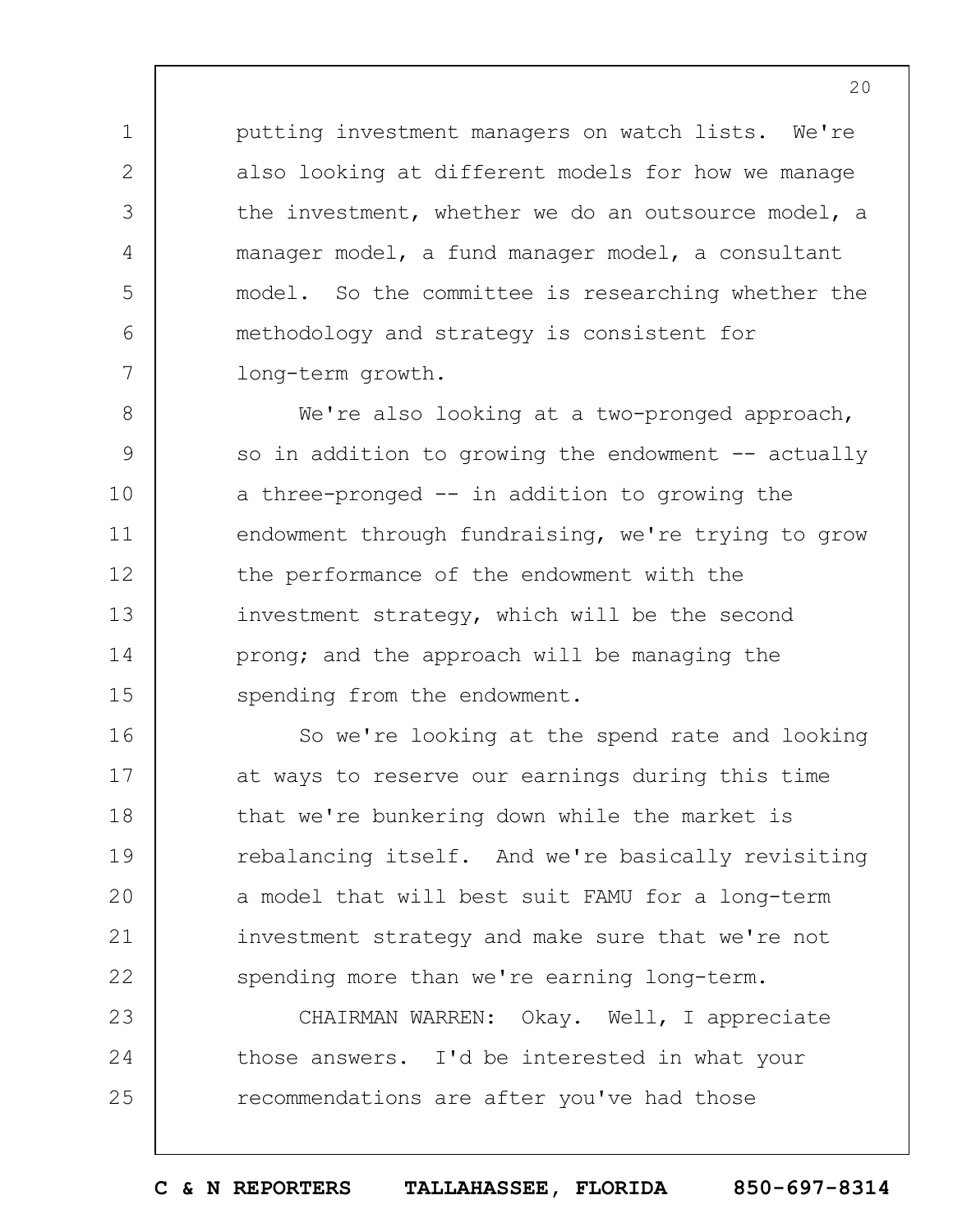putting investment managers on watch lists. We're also looking at different models for how we manage the investment, whether we do an outsource model, a manager model, a fund manager model, a consultant model. So the committee is researching whether the methodology and strategy is consistent for long-term growth.

We're also looking at a two-pronged approach, so in addition to growing the endowment -- actually a three-pronged -- in addition to growing the endowment through fundraising, we're trying to grow the performance of the endowment with the investment strategy, which will be the second prong; and the approach will be managing the spending from the endowment.

So we're looking at the spend rate and looking at ways to reserve our earnings during this time that we're bunkering down while the market is rebalancing itself. And we're basically revisiting a model that will best suit FAMU for a long-term investment strategy and make sure that we're not spending more than we're earning long-term.

CHAIRMAN WARREN: Okay. Well, I appreciate those answers. I'd be interested in what your recommendations are after you've had those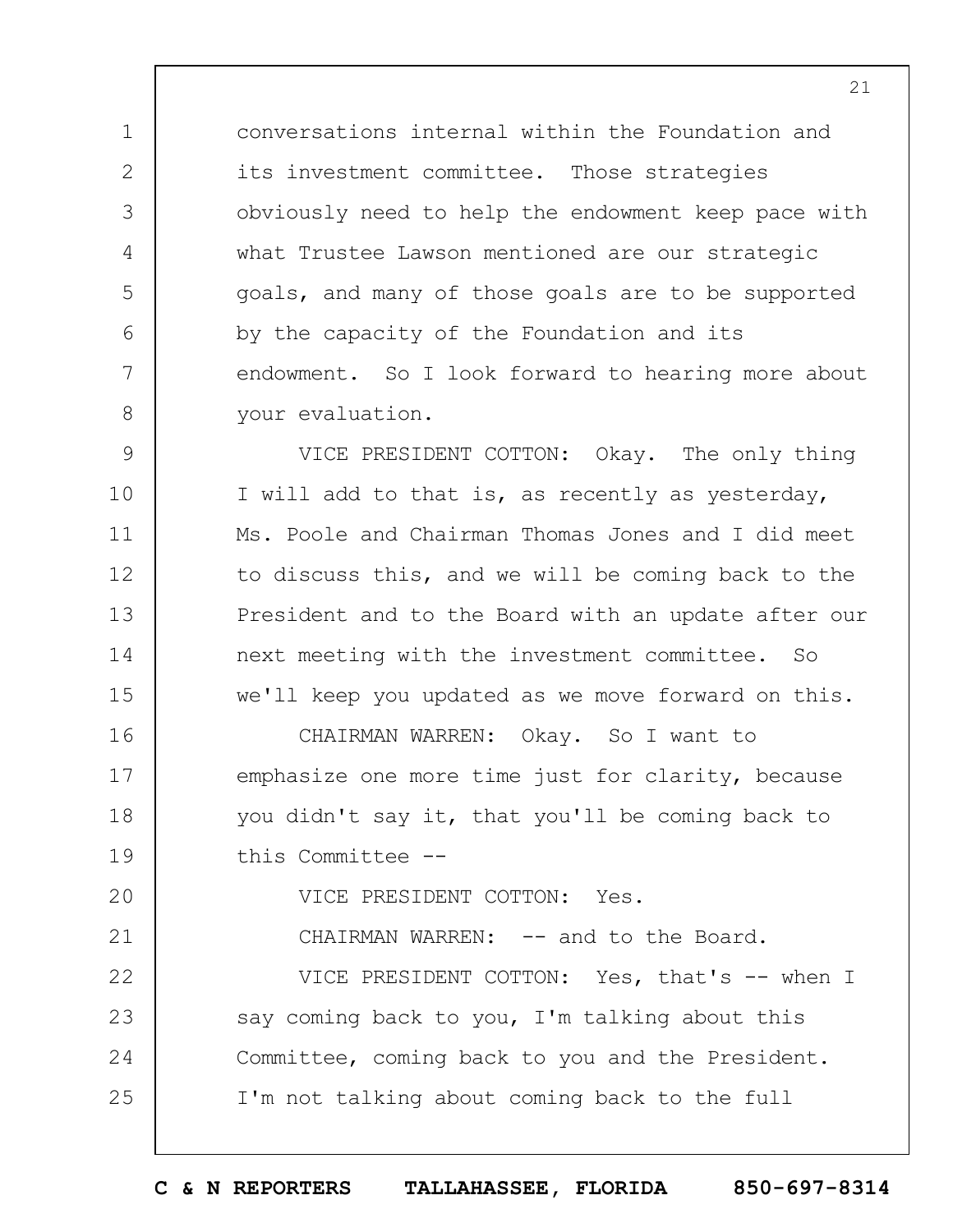conversations internal within the Foundation and its investment committee. Those strategies obviously need to help the endowment keep pace with what Trustee Lawson mentioned are our strategic goals, and many of those goals are to be supported by the capacity of the Foundation and its endowment. So I look forward to hearing more about your evaluation.

VICE PRESIDENT COTTON: Okay. The only thing I will add to that is, as recently as yesterday, Ms. Poole and Chairman Thomas Jones and I did meet to discuss this, and we will be coming back to the President and to the Board with an update after our next meeting with the investment committee. So we'll keep you updated as we move forward on this.

CHAIRMAN WARREN: Okay. So I want to emphasize one more time just for clarity, because you didn't say it, that you'll be coming back to this Committee --

VICE PRESIDENT COTTON: Yes.

CHAIRMAN WARREN: -- and to the Board.

VICE PRESIDENT COTTON: Yes, that's -- when I say coming back to you, I'm talking about this Committee, coming back to you and the President. I'm not talking about coming back to the full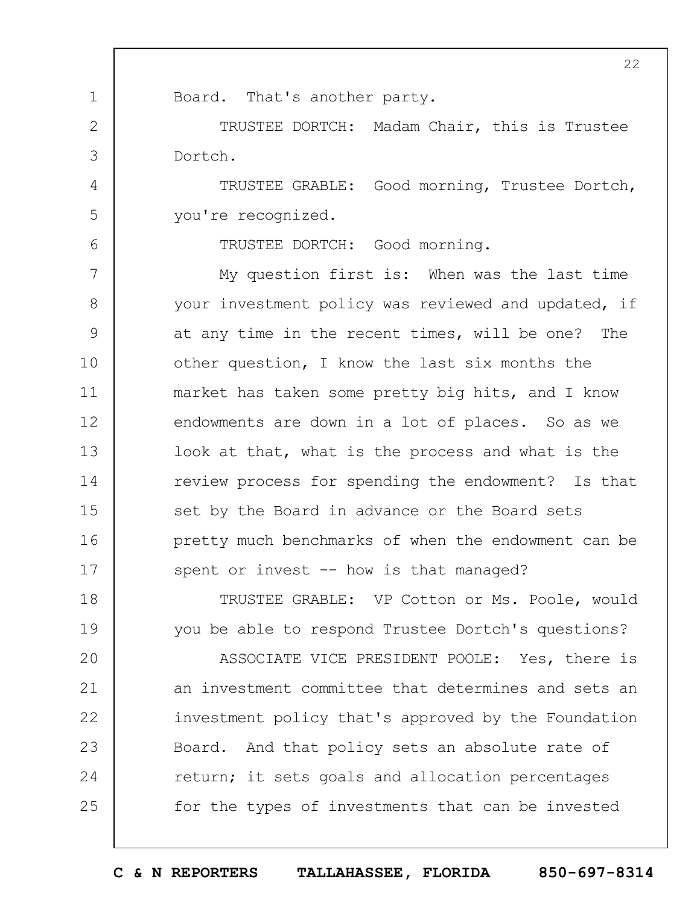Board. That's another party.

TRUSTEE DORTCH: Madam Chair, this is Trustee Dortch.

TRUSTEE GRABLE: Good morning, Trustee Dortch, you're recognized.

TRUSTEE DORTCH: Good morning.

My question first is: When was the last time your investment policy was reviewed and updated, if at any time in the recent times, will be one? The other question, I know the last six months the market has taken some pretty big hits, and I know endowments are down in a lot of places. So as we look at that, what is the process and what is the review process for spending the endowment? Is that set by the Board in advance or the Board sets pretty much benchmarks of when the endowment can be spent or invest -- how is that managed?

TRUSTEE GRABLE: VP Cotton or Ms. Poole, would you be able to respond Trustee Dortch's questions?

ASSOCIATE VICE PRESIDENT POOLE: Yes, there is an investment committee that determines and sets an investment policy that's approved by the Foundation Board. And that policy sets an absolute rate of return; it sets goals and allocation percentages for the types of investments that can be invested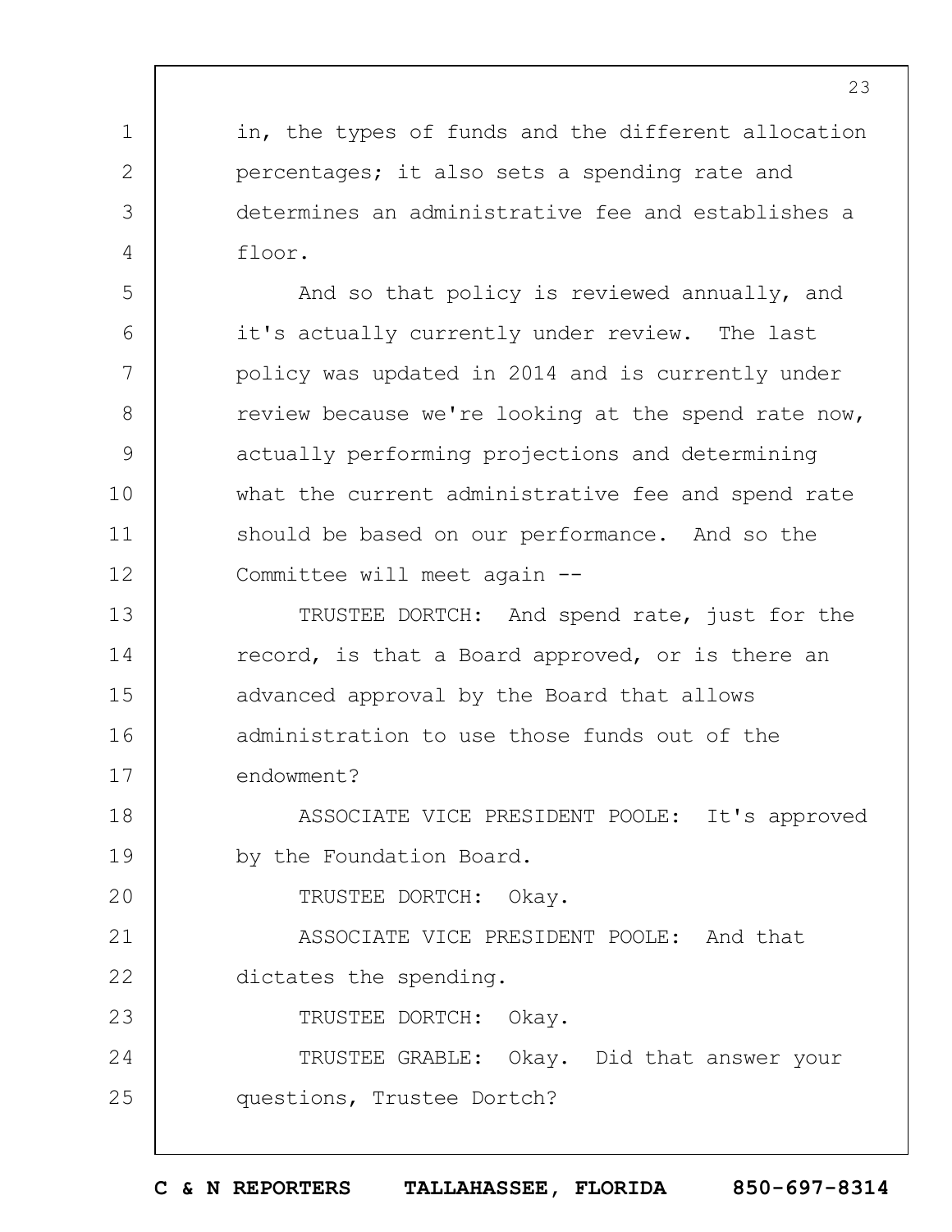in, the types of funds and the different allocation percentages; it also sets a spending rate and determines an administrative fee and establishes a floor.

And so that policy is reviewed annually, and it's actually currently under review. The last policy was updated in 2014 and is currently under review because we're looking at the spend rate now, actually performing projections and determining what the current administrative fee and spend rate should be based on our performance. And so the Committee will meet again --

TRUSTEE DORTCH: And spend rate, just for the record, is that a Board approved, or is there an advanced approval by the Board that allows administration to use those funds out of the endowment?

ASSOCIATE VICE PRESIDENT POOLE: It's approved by the Foundation Board.

TRUSTEE DORTCH: Okay.

ASSOCIATE VICE PRESIDENT POOLE: And that dictates the spending.

TRUSTEE DORTCH: Okay.

TRUSTEE GRABLE: Okay. Did that answer your questions, Trustee Dortch?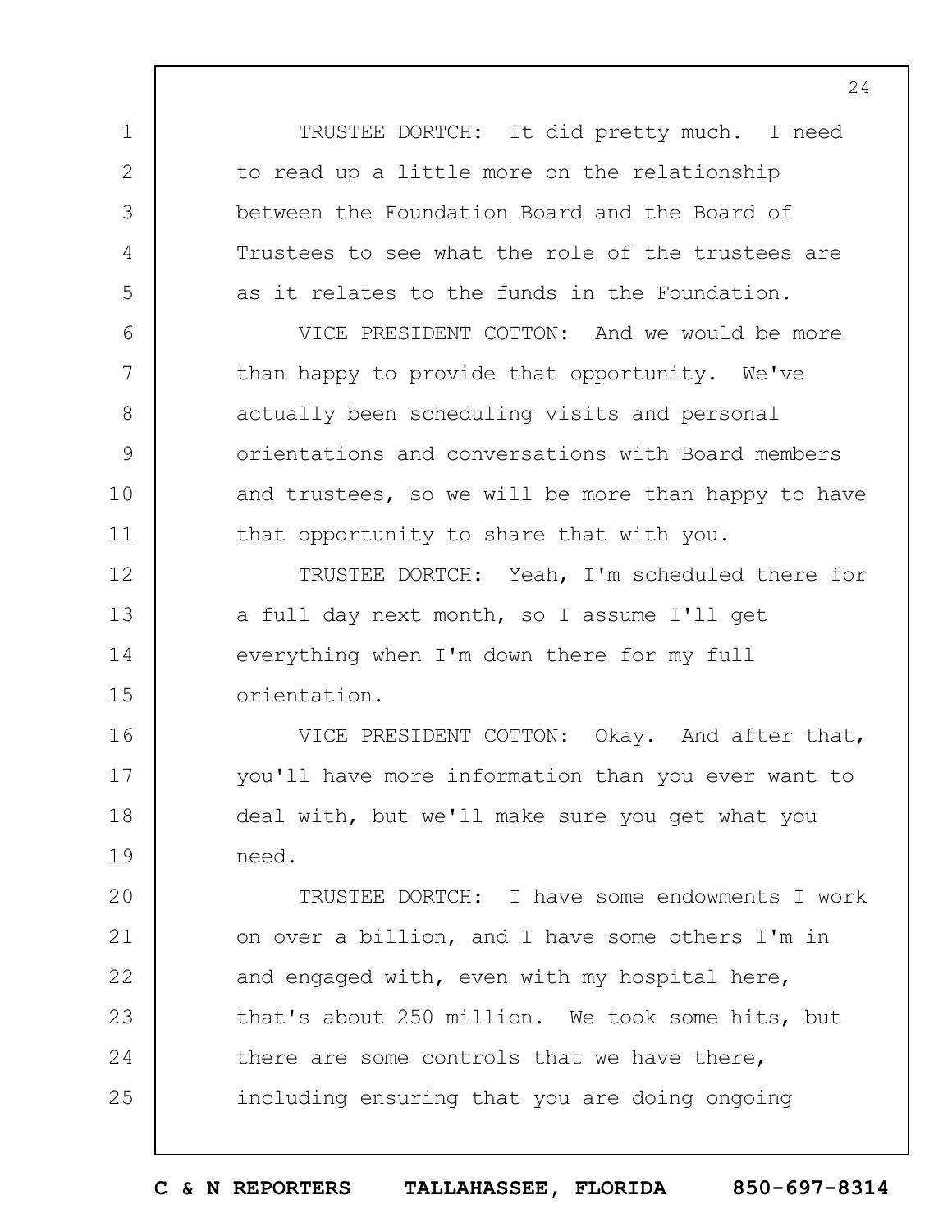TRUSTEE DORTCH: It did pretty much. I need to read up a little more on the relationship between the Foundation Board and the Board of Trustees to see what the role of the trustees are as it relates to the funds in the Foundation.

VICE PRESIDENT COTTON: And we would be more than happy to provide that opportunity. We've actually been scheduling visits and personal orientations and conversations with Board members and trustees, so we will be more than happy to have that opportunity to share that with you.

TRUSTEE DORTCH: Yeah, I'm scheduled there for a full day next month, so I assume I'll get everything when I'm down there for my full orientation.

VICE PRESIDENT COTTON: Okay. And after that, you'll have more information than you ever want to deal with, but we'll make sure you get what you need.

TRUSTEE DORTCH: I have some endowments I work on over a billion, and I have some others I'm in and engaged with, even with my hospital here, that's about 250 million. We took some hits, but there are some controls that we have there, including ensuring that you are doing ongoing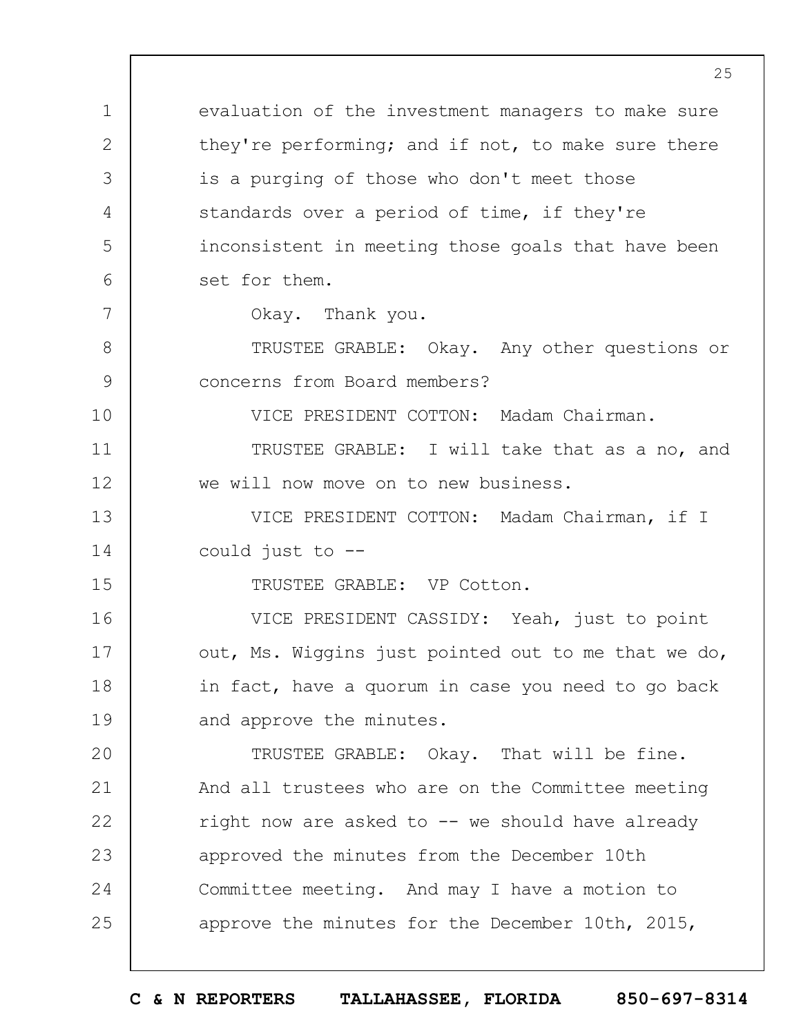evaluation of the investment managers to make sure they're performing; and if not, to make sure there is a purging of those who don't meet those standards over a period of time, if they're inconsistent in meeting those goals that have been set for them.

Okay. Thank you.

TRUSTEE GRABLE: Okay. Any other questions or concerns from Board members?

VICE PRESIDENT COTTON: Madam Chairman.

TRUSTEE GRABLE: I will take that as a no, and we will now move on to new business.

VICE PRESIDENT COTTON: Madam Chairman, if I could just to --

TRUSTEE GRABLE: VP Cotton.

VICE PRESIDENT CASSIDY: Yeah, just to point out, Ms. Wiggins just pointed out to me that we do, in fact, have a quorum in case you need to go back and approve the minutes.

TRUSTEE GRABLE: Okay. That will be fine. And all trustees who are on the Committee meeting right now are asked to -- we should have already approved the minutes from the December 10th Committee meeting. And may I have a motion to approve the minutes for the December 10th, 2015,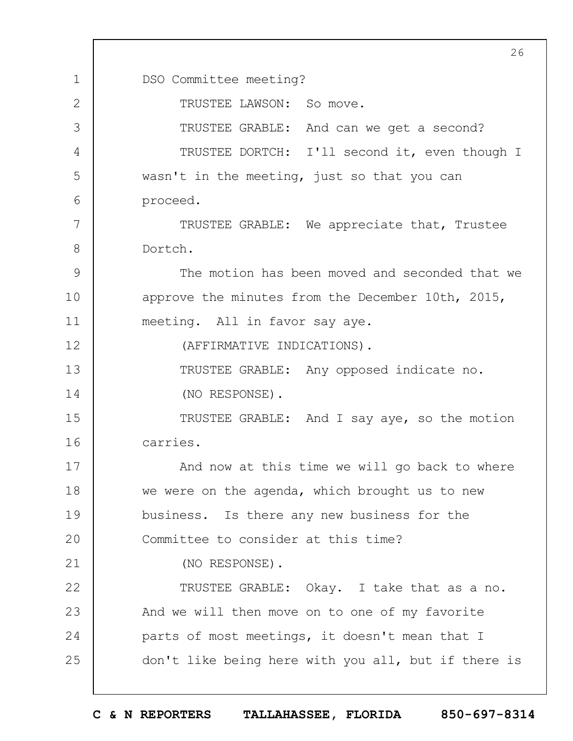DSO Committee meeting?

TRUSTEE LAWSON: So move.

TRUSTEE GRABLE: And can we get a second?

TRUSTEE DORTCH: I'll second it, even though I wasn't in the meeting, just so that you can proceed.

TRUSTEE GRABLE: We appreciate that, Trustee Dortch.

The motion has been moved and seconded that we approve the minutes from the December 10th, 2015, meeting. All in favor say aye.

(AFFIRMATIVE INDICATIONS).

TRUSTEE GRABLE: Any opposed indicate no.

(NO RESPONSE).

TRUSTEE GRABLE: And I say aye, so the motion carries.

And now at this time we will go back to where we were on the agenda, which brought us to new business. Is there any new business for the Committee to consider at this time?

(NO RESPONSE).

TRUSTEE GRABLE: Okay. I take that as a no. And we will then move on to one of my favorite parts of most meetings, it doesn't mean that I don't like being here with you all, but if there is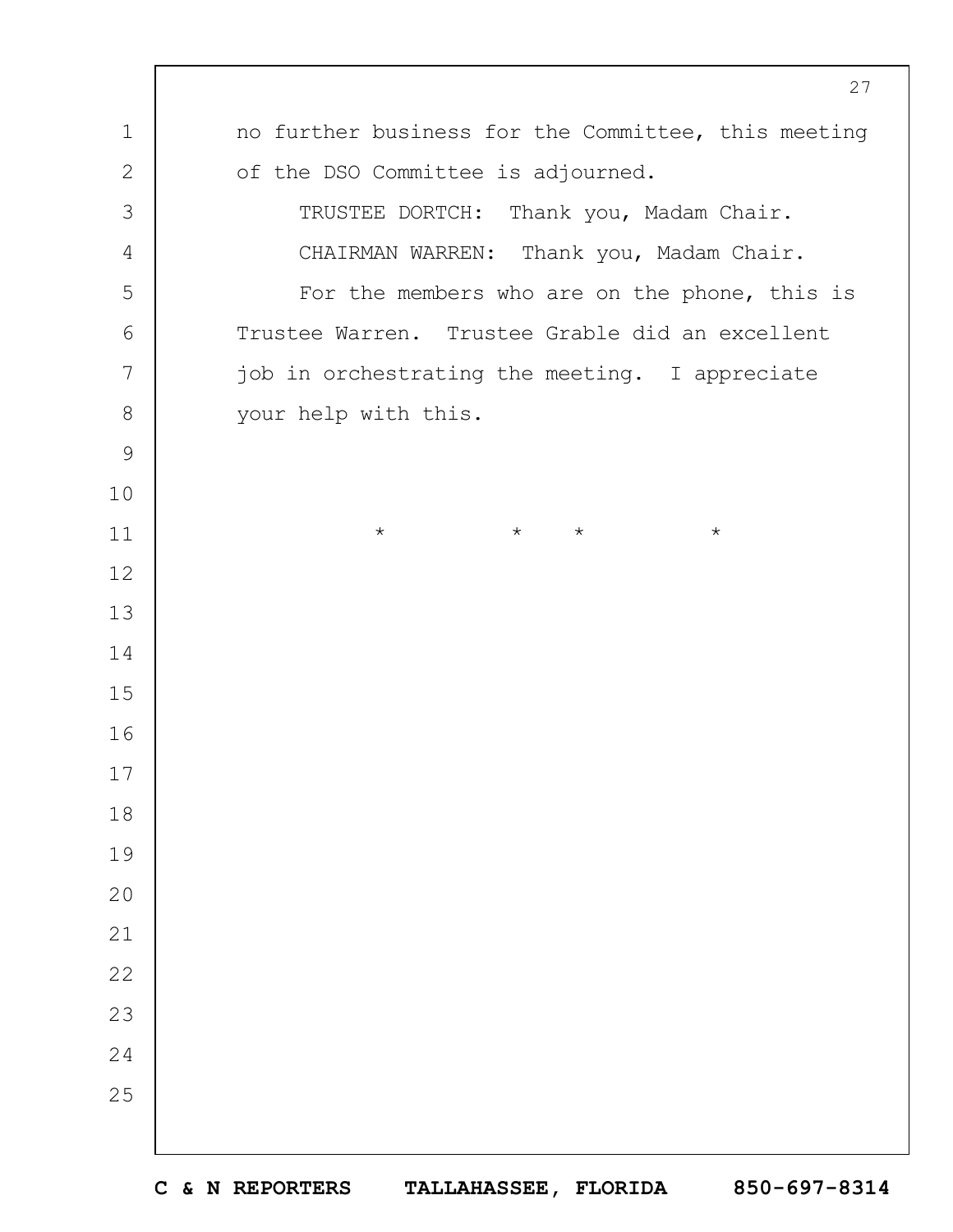no further business for the Committee, this meeting of the DSO Committee is adjourned.

TRUSTEE DORTCH: Thank you, Madam Chair.

CHAIRMAN WARREN: Thank you, Madam Chair.

For the members who are on the phone, this is Trustee Warren. Trustee Grable did an excellent job in orchestrating the meeting. I appreciate your help with this.

\* \* \* \*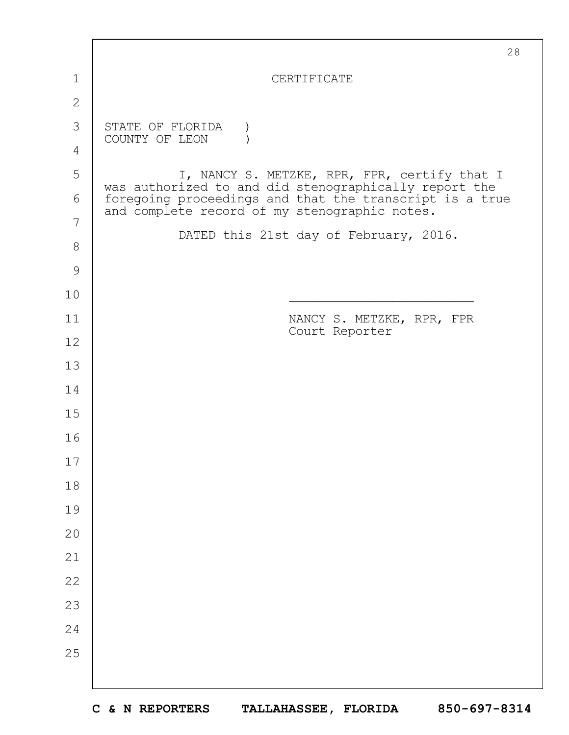# CERTIFICATE

STATE OF FLORIDA )
COUNTY OF LEON )

I, NANCY S. METZKE, RPR, FPR, certify that I was authorized to and did stenographically report the foregoing proceedings and that the transcript is a true and complete record of my stenographic notes.

DATED this 21st day of February, 2016.

\_\_\_\_\_\_\_\_\_\_\_\_\_\_\_\_\_\_\_\_\_\_\_\_\_

NANCY S. METZKE, RPR, FPR
Court Reporter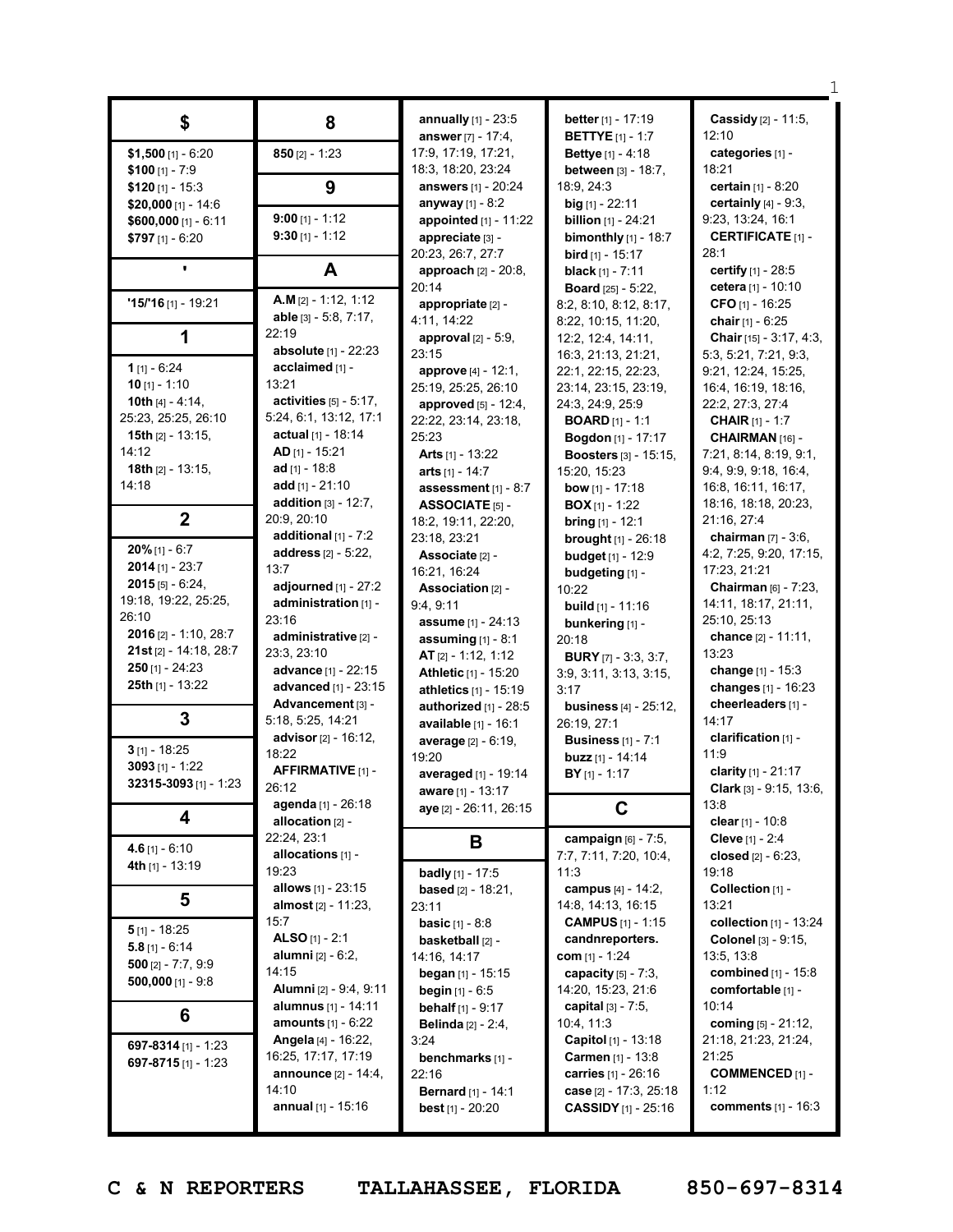## $

**$1,500** [1] - 6:20
**$100** [1] - 7:9
**$120** [1] - 15:3
**$20,000** [1] - 14:6
**$600,000** [1] - 6:11
**$797** [1] - 6:20

## '

**'15/'16** [1] - 19:21

## 1

**1** [1] - 6:24
**10** [1] - 1:10
**10th** [4] - 4:14, 25:23, 25:25, 26:10
**15th** [2] - 13:15, 14:12
**18th** [2] - 13:15, 14:18

## 2

**20%** [1] - 6:7
**2014** [1] - 23:7
**2015** [5] - 6:24, 19:18, 19:22, 25:25, 26:10
**2016** [2] - 1:10, 28:7
**21st** [2] - 14:18, 28:7
**250** [1] - 24:23
**25th** [1] - 13:22

## 3

**3** [1] - 18:25
**3093** [1] - 1:22
**32315-3093** [1] - 1:23

## 4

**4.6** [1] - 6:10
**4th** [1] - 13:19

## 5

**5** [1] - 18:25
**5.8** [1] - 6:14
**500** [2] - 7:7, 9:9
**500,000** [1] - 9:8

## 6

**697-8314** [1] - 1:23
**697-8715** [1] - 1:23

## 8

**850** [2] - 1:23

## 9

**9:00** [1] - 1:12
**9:30** [1] - 1:12

## A

**A.M** [2] - 1:12, 1:12
**able** [3] - 5:8, 7:17, 22:19
**absolute** [1] - 22:23
**acclaimed** [1] - 13:21
**activities** [5] - 5:17, 5:24, 6:1, 13:12, 17:1
**actual** [1] - 18:14
**AD** [1] - 15:21
**ad** [1] - 18:8
**add** [1] - 21:10
**addition** [3] - 12:7, 20:9, 20:10
**additional** [1] - 7:2
**address** [2] - 5:22, 13:7
**adjourned** [1] - 27:2
**administration** [1] - 23:16
**administrative** [2] - 23:3, 23:10
**advance** [1] - 22:15
**advanced** [1] - 23:15
**Advancement** [3] - 5:18, 5:25, 14:21
**advisor** [2] - 16:12, 18:22
**AFFIRMATIVE** [1] - 26:12
**agenda** [1] - 26:18
**allocation** [2] - 22:24, 23:1
**allocations** [1] - 19:23
**allows** [1] - 23:15
**almost** [2] - 11:23, 15:7
**ALSO** [1] - 2:1
**alumni** [2] - 6:2, 14:15
**Alumni** [2] - 9:4, 9:11
**alumnus** [1] - 14:11
**amounts** [1] - 6:22
**Angela** [4] - 16:22, 16:25, 17:17, 17:19
**announce** [2] - 14:4, 14:10
**annual** [1] - 15:16
**annually** [1] - 23:5
**answer** [7] - 17:4, 17:9, 17:19, 17:21, 18:3, 18:20, 23:24
**answers** [1] - 20:24
**anyway** [1] - 8:2
**appointed** [1] - 11:22
**appreciate** [3] - 20:23, 26:7, 27:7
**approach** [2] - 20:8, 20:14
**appropriate** [2] - 4:11, 14:22
**approval** [2] - 5:9, 23:15
**approve** [4] - 12:1, 25:19, 25:25, 26:10
**approved** [5] - 12:4, 22:22, 23:14, 23:18, 25:23
**Arts** [1] - 13:22
**arts** [1] - 14:7
**assessment** [1] - 8:7
**ASSOCIATE** [5] - 18:2, 19:11, 22:20, 23:18, 23:21
**Associate** [2] - 16:21, 16:24
**Association** [2] - 9:4, 9:11
**assume** [1] - 24:13
**assuming** [1] - 8:1
**AT** [2] - 1:12, 1:12
**Athletic** [1] - 15:20
**athletics** [1] - 15:19
**authorized** [1] - 28:5
**available** [1] - 16:1
**average** [2] - 6:19, 19:20
**averaged** [1] - 19:14
**aware** [1] - 13:17
**aye** [2] - 26:11, 26:15

## B

**badly** [1] - 17:5
**based** [2] - 18:21, 23:11
**basic** [1] - 8:8
**basketball** [2] - 14:16, 14:17
**began** [1] - 15:15
**begin** [1] - 6:5
**behalf** [1] - 9:17
**Belinda** [2] - 2:4, 3:24
**benchmarks** [1] - 22:16
**Bernard** [1] - 14:1
**best** [1] - 20:20
**better** [1] - 17:19
**BETTYE** [1] - 1:7
**Bettye** [1] - 4:18
**between** [3] - 18:7, 18:9, 24:3
**big** [1] - 22:11
**billion** [1] - 24:21
**bimonthly** [1] - 18:7
**bird** [1] - 15:17
**black** [1] - 7:11
**Board** [25] - 5:22, 8:2, 8:10, 8:12, 8:17, 8:22, 10:15, 11:20, 12:2, 12:4, 14:11, 16:3, 21:13, 21:21, 22:1, 22:15, 22:23, 23:14, 23:15, 23:19, 24:3, 24:9, 25:9
**BOARD** [1] - 1:1
**Bogdon** [1] - 17:17
**Boosters** [3] - 15:15, 15:20, 15:23
**bow** [1] - 17:18
**BOX** [1] - 1:22
**bring** [1] - 12:1
**brought** [1] - 26:18
**budget** [1] - 12:9
**budgeting** [1] - 10:22
**build** [1] - 11:16
**bunkering** [1] - 20:18
**BURY** [7] - 3:3, 3:7, 3:9, 3:11, 3:13, 3:15, 3:17
**business** [4] - 25:12, 26:19, 27:1
**Business** [1] - 7:1
**buzz** [1] - 14:14
**BY** [1] - 1:17

## C

**campaign** [6] - 7:5, 7:7, 7:11, 7:20, 10:4, 11:3
**campus** [4] - 14:2, 14:8, 14:13, 16:15
**CAMPUS** [1] - 1:15
**candnreporters.com** [1] - 1:24
**capacity** [5] - 7:3, 14:20, 15:23, 21:6
**capital** [3] - 7:5, 10:4, 11:3
**Capitol** [1] - 13:18
**Carmen** [1] - 13:8
**carries** [1] - 26:16
**case** [2] - 17:3, 25:18
**CASSIDY** [1] - 25:16
**Cassidy** [2] - 11:5, 12:10
**categories** [1] - 18:21
**certain** [1] - 8:20
**certainly** [4] - 9:3, 9:23, 13:24, 16:1
**CERTIFICATE** [1] - 28:1
**certify** [1] - 28:5
**cetera** [1] - 10:10
**CFO** [1] - 16:25
**chair** [1] - 6:25
**Chair** [15] - 3:17, 4:3, 5:3, 5:21, 7:21, 9:3, 9:21, 12:24, 15:25, 16:4, 16:19, 18:16, 22:2, 27:3, 27:4
**CHAIR** [1] - 1:7
**CHAIRMAN** [16] - 7:21, 8:14, 8:19, 9:1, 9:4, 9:9, 9:18, 16:4, 16:8, 16:11, 16:17, 18:16, 18:18, 20:23, 21:16, 27:4
**chairman** [7] - 3:6, 4:2, 7:25, 9:20, 17:15, 17:23, 21:21
**Chairman** [6] - 7:23, 14:11, 18:17, 21:11, 25:10, 25:13
**chance** [2] - 11:11, 13:23
**change** [1] - 15:3
**changes** [1] - 16:23
**cheerleaders** [1] - 14:17
**clarification** [1] - 11:9
**clarity** [1] - 21:17
**Clark** [3] - 9:15, 13:6, 13:8
**clear** [1] - 10:8
**Cleve** [1] - 2:4
**closed** [2] - 6:23, 19:18
**Collection** [1] - 13:21
**collection** [1] - 13:24
**Colonel** [3] - 9:15, 13:5, 13:8
**combined** [1] - 15:8
**comfortable** [1] - 10:14
**coming** [5] - 21:12, 21:18, 21:23, 21:24, 21:25
**COMMENCED** [1] - 1:12
**comments** [1] - 16:3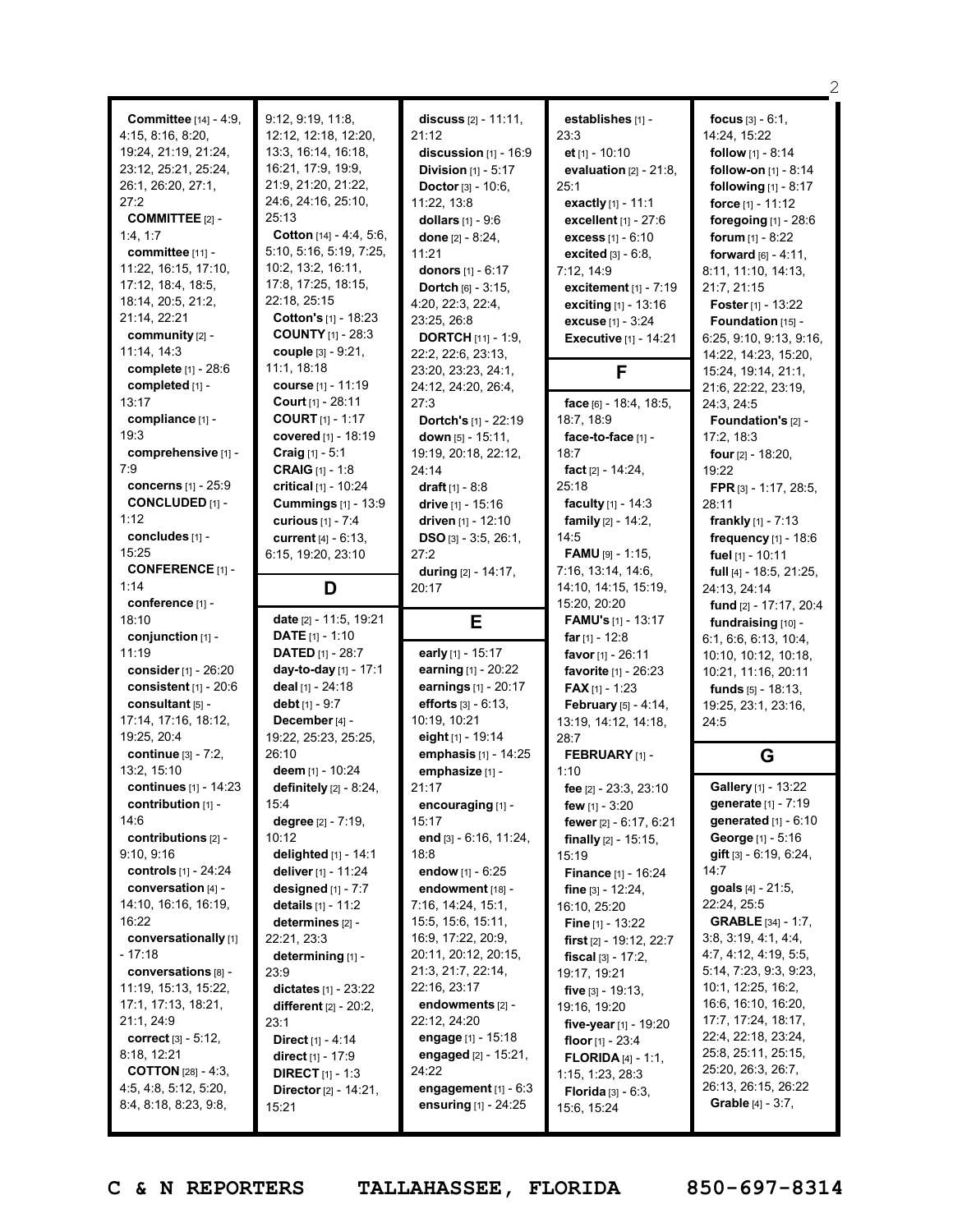**Committee** [14] - 4:9, 4:15, 8:16, 8:20, 19:24, 21:19, 21:24, 23:12, 25:21, 25:24, 26:1, 26:20, 27:1, 27:2
**COMMITTEE** [2] - 1:4, 1:7
**committee** [11] - 11:22, 16:15, 17:10, 17:12, 18:4, 18:5, 18:14, 20:5, 21:2, 21:14, 22:21
**community** [2] - 11:14, 14:3
**complete** [1] - 28:6
**completed** [1] - 13:17
**compliance** [1] - 19:3
**comprehensive** [1] - 7:9
**concerns** [1] - 25:9
**CONCLUDED** [1] - 1:12
**concludes** [1] - 15:25
**CONFERENCE** [1] - 1:14
**conference** [1] - 18:10
**conjunction** [1] - 11:19
**consider** [1] - 26:20
**consistent** [1] - 20:6
**consultant** [5] - 17:14, 17:16, 18:12, 19:25, 20:4
**continue** [3] - 7:2, 13:2, 15:10
**continues** [1] - 14:23
**contribution** [1] - 14:6
**contributions** [2] - 9:10, 9:16
**controls** [1] - 24:24
**conversation** [4] - 14:10, 16:16, 16:19, 16:22
**conversationally** [1] - 17:18
**conversations** [8] - 11:19, 15:13, 15:22, 17:1, 17:13, 18:21, 21:1, 24:9
**correct** [3] - 5:12, 8:18, 12:21
**COTTON** [28] - 4:3, 4:5, 4:8, 5:12, 5:20, 8:4, 8:18, 8:23, 9:8, 9:12, 9:19, 11:8, 12:12, 12:18, 12:20, 13:3, 16:14, 16:18, 16:21, 17:9, 19:9, 21:9, 21:20, 21:22, 24:6, 24:16, 25:10, 25:13
**Cotton** [14] - 4:4, 5:6, 5:10, 5:16, 5:19, 7:25, 10:2, 13:2, 16:11, 17:8, 17:25, 18:15, 22:18, 25:15
**Cotton's** [1] - 18:23
**COUNTY** [1] - 28:3
**couple** [3] - 9:21, 11:1, 18:18
**course** [1] - 11:19
**Court** [1] - 28:11
**COURT** [1] - 1:17
**covered** [1] - 18:19
**Craig** [1] - 5:1
**CRAIG** [1] - 1:8
**critical** [1] - 10:24
**Cummings** [1] - 13:9
**curious** [1] - 7:4
**current** [4] - 6:13, 6:15, 19:20, 23:10

## D

**date** [2] - 11:5, 19:21
**DATE** [1] - 1:10
**DATED** [1] - 28:7
**day-to-day** [1] - 17:1
**deal** [1] - 24:18
**debt** [1] - 9:7
**December** [4] - 19:22, 25:23, 25:25, 26:10
**deem** [1] - 10:24
**definitely** [2] - 8:24, 15:4
**degree** [2] - 7:19, 10:12
**delighted** [1] - 14:1
**deliver** [1] - 11:24
**designed** [1] - 7:7
**details** [1] - 11:2
**determines** [2] - 22:21, 23:3
**determining** [1] - 23:9
**dictates** [1] - 23:22
**different** [2] - 20:2, 23:1
**Direct** [1] - 4:14
**direct** [1] - 17:9
**DIRECT** [1] - 1:3
**Director** [2] - 14:21, 15:21
**discuss** [2] - 11:11, 21:12
**discussion** [1] - 16:9
**Division** [1] - 5:17
**Doctor** [3] - 10:6, 11:22, 13:8
**dollars** [1] - 9:6
**done** [2] - 8:24, 11:21
**donors** [1] - 6:17
**Dortch** [6] - 3:15, 4:20, 22:3, 22:4, 23:25, 26:8
**DORTCH** [11] - 1:9, 22:2, 22:6, 23:13, 23:20, 23:23, 24:1, 24:12, 24:20, 26:4, 27:3
**Dortch's** [1] - 22:19
**down** [5] - 15:11, 19:19, 20:18, 22:12, 24:14
**draft** [1] - 8:8
**drive** [1] - 15:16
**driven** [1] - 12:10
**DSO** [3] - 3:5, 26:1, 27:2
**during** [2] - 14:17, 20:17

## E

**early** [1] - 15:17
**earning** [1] - 20:22
**earnings** [1] - 20:17
**efforts** [3] - 6:13, 10:19, 10:21
**eight** [1] - 19:14
**emphasis** [1] - 14:25
**emphasize** [1] - 21:17
**encouraging** [1] - 15:17
**end** [3] - 6:16, 11:24, 18:8
**endow** [1] - 6:25
**endowment** [18] - 7:16, 14:24, 15:1, 15:5, 15:6, 15:11, 16:9, 17:22, 20:9, 20:11, 20:12, 20:15, 21:3, 21:7, 22:14, 22:16, 23:17
**endowments** [2] - 22:12, 24:20
**engage** [1] - 15:18
**engaged** [2] - 15:21, 24:22
**engagement** [1] - 6:3
**ensuring** [1] - 24:25
**establishes** [1] - 23:3
**et** [1] - 10:10
**evaluation** [2] - 21:8, 25:1
**exactly** [1] - 11:1
**excellent** [1] - 27:6
**excess** [1] - 6:10
**excited** [3] - 6:8, 7:12, 14:9
**excitement** [1] - 7:19
**exciting** [1] - 13:16
**excuse** [1] - 3:24
**Executive** [1] - 14:21

## F

**face** [6] - 18:4, 18:5, 18:7, 18:9
**face-to-face** [1] - 18:7
**fact** [2] - 14:24, 25:18
**faculty** [1] - 14:3
**family** [2] - 14:2, 14:5
**FAMU** [9] - 1:15, 7:16, 13:14, 14:6, 14:10, 14:15, 15:19, 15:20, 20:20
**FAMU's** [1] - 13:17
**far** [1] - 12:8
**favor** [1] - 26:11
**favorite** [1] - 26:23
**FAX** [1] - 1:23
**February** [5] - 4:14, 13:19, 14:12, 14:18, 28:7
**FEBRUARY** [1] - 1:10
**fee** [2] - 23:3, 23:10
**few** [1] - 3:20
**fewer** [2] - 6:17, 6:21
**finally** [2] - 15:15, 15:19
**Finance** [1] - 16:24
**fine** [3] - 12:24, 16:10, 25:20
**Fine** [1] - 13:22
**first** [2] - 19:12, 22:7
**fiscal** [3] - 17:2, 19:17, 19:21
**five** [3] - 19:13, 19:16, 19:20
**five-year** [1] - 19:20
**floor** [1] - 23:4
**FLORIDA** [4] - 1:1, 1:15, 1:23, 28:3
**Florida** [3] - 6:3, 15:6, 15:24
**focus** [3] - 6:1, 14:24, 15:22
**follow** [1] - 8:14
**follow-on** [1] - 8:14
**following** [1] - 8:17
**force** [1] - 11:12
**foregoing** [1] - 28:6
**forum** [1] - 8:22
**forward** [6] - 4:11, 8:11, 11:10, 14:13, 21:7, 21:15
**Foster** [1] - 13:22
**Foundation** [15] - 6:25, 9:10, 9:13, 9:16, 14:22, 14:23, 15:20, 15:24, 19:14, 21:1, 21:6, 22:22, 23:19, 24:3, 24:5
**Foundation's** [2] - 17:2, 18:3
**four** [2] - 18:20, 19:22
**FPR** [3] - 1:17, 28:5, 28:11
**frankly** [1] - 7:13
**frequency** [1] - 18:6
**fuel** [1] - 10:11
**full** [4] - 18:5, 21:25, 24:13, 24:14
**fund** [2] - 17:17, 20:4
**fundraising** [10] - 6:1, 6:6, 6:13, 10:4, 10:10, 10:12, 10:18, 10:21, 11:16, 20:11
**funds** [5] - 18:13, 19:25, 23:1, 23:16, 24:5

## G

**Gallery** [1] - 13:22
**generate** [1] - 7:19
**generated** [1] - 6:10
**George** [1] - 5:16
**gift** [3] - 6:19, 6:24, 14:7
**goals** [4] - 21:5, 22:24, 25:5
**GRABLE** [34] - 1:7, 3:8, 3:19, 4:1, 4:4, 4:7, 4:12, 4:19, 5:5, 5:14, 7:23, 9:3, 9:23, 10:1, 12:25, 16:2, 16:6, 16:10, 16:20, 17:7, 17:24, 18:17, 22:4, 22:18, 23:24, 25:8, 25:11, 25:15, 25:20, 26:3, 26:7, 26:13, 26:15, 26:22
**Grable** [4] - 3:7,

C & N REPORTERS TALLAHASSEE, FLORIDA 850-697-8314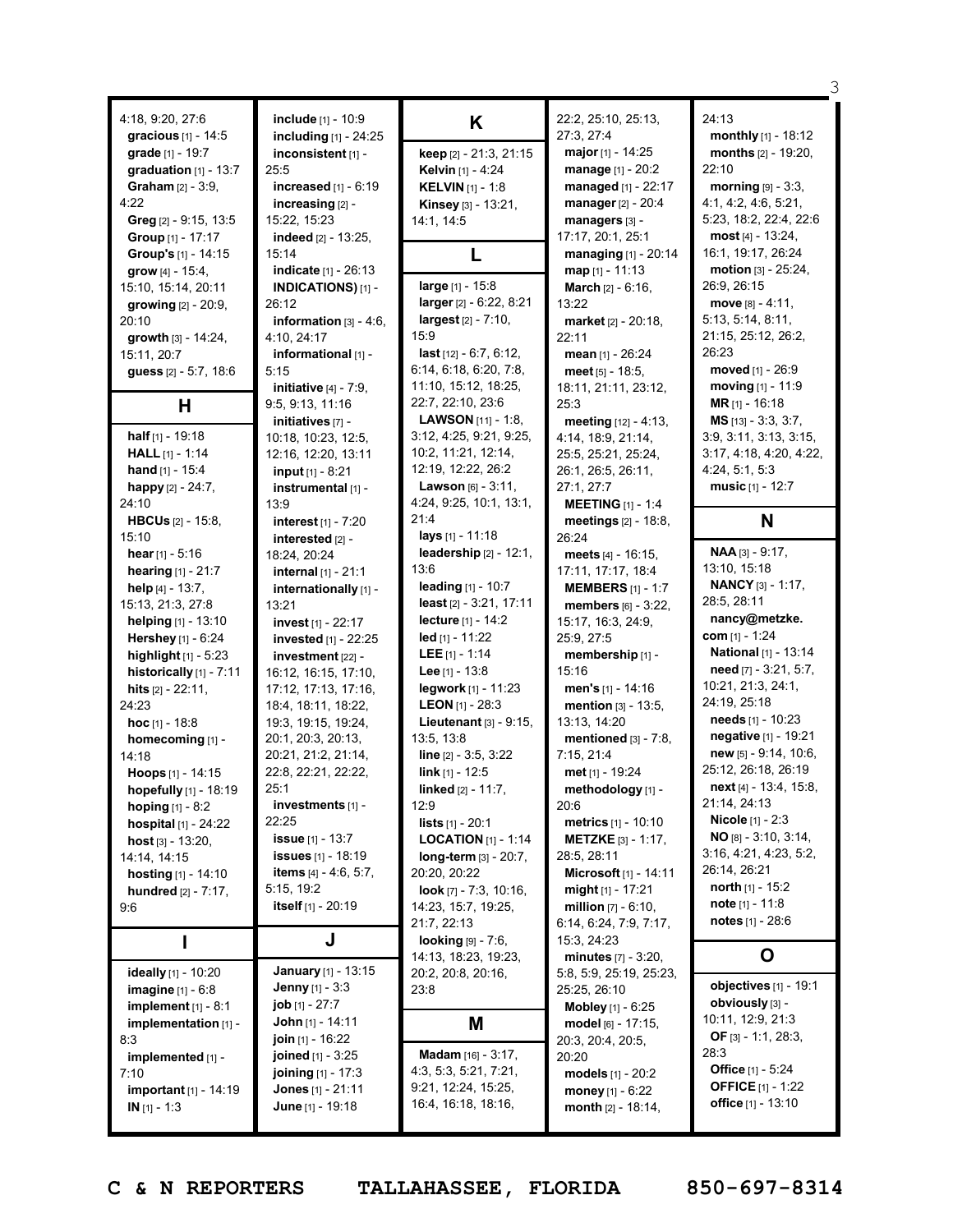4:18, 9:20, 27:6
**gracious** [1] - 14:5
**grade** [1] - 19:7
**graduation** [1] - 13:7
**Graham** [2] - 3:9, 4:22
**Greg** [2] - 9:15, 13:5
**Group** [1] - 17:17
**Group's** [1] - 14:15
**grow** [4] - 15:4, 15:10, 15:14, 20:11
**growing** [2] - 20:9, 20:10
**growth** [3] - 14:24, 15:11, 20:7
**guess** [2] - 5:7, 18:6

## H

**half** [1] - 19:18
**HALL** [1] - 1:14
**hand** [1] - 15:4
**happy** [2] - 24:7, 24:10
**HBCUs** [2] - 15:8, 15:10
**hear** [1] - 5:16
**hearing** [1] - 21:7
**help** [4] - 13:7, 15:13, 21:3, 27:8
**helping** [1] - 13:10
**Hershey** [1] - 6:24
**highlight** [1] - 5:23
**historically** [1] - 7:11
**hits** [2] - 22:11, 24:23
**hoc** [1] - 18:8
**homecoming** [1] - 14:18
**Hoops** [1] - 14:15
**hopefully** [1] - 18:19
**hoping** [1] - 8:2
**hospital** [1] - 24:22
**host** [3] - 13:20, 14:14, 14:15
**hosting** [1] - 14:10
**hundred** [2] - 7:17, 9:6

## I

**ideally** [1] - 10:20
**imagine** [1] - 6:8
**implement** [1] - 8:1
**implementation** [1] - 8:3
**implemented** [1] - 7:10
**important** [1] - 14:19
**IN** [1] - 1:3
**include** [1] - 10:9
**including** [1] - 24:25
**inconsistent** [1] - 25:5
**increased** [1] - 6:19
**increasing** [2] - 15:22, 15:23
**indeed** [2] - 13:25, 15:14
**indicate** [1] - 26:13
**INDICATIONS)** [1] - 26:12
**information** [3] - 4:6, 4:10, 24:17
**informational** [1] - 5:15
**initiative** [4] - 7:9, 9:5, 9:13, 11:16
**initiatives** [7] - 10:18, 10:23, 12:5, 12:16, 12:20, 13:11
**input** [1] - 8:21
**instrumental** [1] - 13:9
**interest** [1] - 7:20
**interested** [2] - 18:24, 20:24
**internal** [1] - 21:1
**internationally** [1] - 13:21
**invest** [1] - 22:17
**invested** [1] - 22:25
**investment** [22] - 16:12, 16:15, 17:10, 17:12, 17:13, 17:16, 18:4, 18:11, 18:22, 19:3, 19:15, 19:24, 20:1, 20:3, 20:13, 20:21, 21:2, 21:14, 22:8, 22:21, 22:22, 25:1
**investments** [1] - 22:25
**issue** [1] - 13:7
**issues** [1] - 18:19
**items** [4] - 4:6, 5:7, 5:15, 19:2
**itself** [1] - 20:19

## J

**January** [1] - 13:15
**Jenny** [1] - 3:3
**job** [1] - 27:7
**John** [1] - 14:11
**join** [1] - 16:22
**joined** [1] - 3:25
**joining** [1] - 17:3
**Jones** [1] - 21:11
**June** [1] - 19:18

## K

**keep** [2] - 21:3, 21:15
**Kelvin** [1] - 4:24
**KELVIN** [1] - 1:8
**Kinsey** [3] - 13:21, 14:1, 14:5

## L

**large** [1] - 15:8
**larger** [2] - 6:22, 8:21
**largest** [2] - 7:10, 15:9
**last** [12] - 6:7, 6:12, 6:14, 6:18, 6:20, 7:8, 11:10, 15:12, 18:25, 22:7, 22:10, 23:6
**LAWSON** [11] - 1:8, 3:12, 4:25, 9:21, 9:25, 10:2, 11:21, 12:14, 12:19, 12:22, 26:2
**Lawson** [6] - 3:11, 4:24, 9:25, 10:1, 13:1, 21:4
**lays** [1] - 11:18
**leadership** [2] - 12:1, 13:6
**leading** [1] - 10:7
**least** [2] - 3:21, 17:11
**lecture** [1] - 14:2
**led** [1] - 11:22
**LEE** [1] - 1:14
**Lee** [1] - 13:8
**legwork** [1] - 11:23
**LEON** [1] - 28:3
**Lieutenant** [3] - 9:15, 13:5, 13:8
**line** [2] - 3:5, 3:22
**link** [1] - 12:5
**linked** [2] - 11:7, 12:9
**lists** [1] - 20:1
**LOCATION** [1] - 1:14
**long-term** [3] - 20:7, 20:20, 20:22
**look** [7] - 7:3, 10:16, 14:23, 15:7, 19:25, 21:7, 22:13
**looking** [9] - 7:6, 14:13, 18:23, 19:23, 20:2, 20:8, 20:16, 23:8

## M

**Madam** [16] - 3:17, 4:3, 5:3, 5:21, 7:21, 9:21, 12:24, 15:25, 16:4, 16:18, 18:16, 22:2, 25:10, 25:13, 27:3, 27:4
**major** [1] - 14:25
**manage** [1] - 20:2
**managed** [1] - 22:17
**manager** [2] - 20:4
**managers** [3] - 17:17, 20:1, 25:1
**managing** [1] - 20:14
**map** [1] - 11:13
**March** [2] - 6:16, 13:22
**market** [2] - 20:18, 22:11
**mean** [1] - 26:24
**meet** [5] - 18:5, 18:11, 21:11, 23:12, 25:3
**meeting** [12] - 4:13, 4:14, 18:9, 21:14, 25:5, 25:21, 25:24, 26:1, 26:5, 26:11, 27:1, 27:7
**MEETING** [1] - 1:4
**meetings** [2] - 18:8, 26:24
**meets** [4] - 16:15, 17:11, 17:17, 18:4
**MEMBERS** [1] - 1:7
**members** [6] - 3:22, 15:17, 16:3, 24:9, 25:9, 27:5
**membership** [1] - 15:16
**men's** [1] - 14:16
**mention** [3] - 13:5, 13:13, 14:20
**mentioned** [3] - 7:8, 7:15, 21:4
**met** [1] - 19:24
**methodology** [1] - 20:6
**metrics** [1] - 10:10
**METZKE** [3] - 1:17, 28:5, 28:11
**Microsoft** [1] - 14:11
**might** [1] - 17:21
**million** [7] - 6:10, 6:14, 6:24, 7:9, 7:17, 15:3, 24:23
**minutes** [7] - 3:20, 5:8, 5:9, 25:19, 25:23, 25:25, 26:10
**Mobley** [1] - 6:25
**model** [6] - 17:15, 20:3, 20:4, 20:5, 20:20
**models** [1] - 20:2
**money** [1] - 6:22
**month** [2] - 18:14, 24:13
**monthly** [1] - 18:12
**months** [2] - 19:20, 22:10
**morning** [9] - 3:3, 4:1, 4:2, 4:6, 5:21, 5:23, 18:2, 22:4, 22:6
**most** [4] - 13:24, 16:1, 19:17, 26:24
**motion** [3] - 25:24, 26:9, 26:15
**move** [8] - 4:11, 5:13, 5:14, 8:11, 21:15, 25:12, 26:2, 26:23
**moved** [1] - 26:9
**moving** [1] - 11:9
**MR** [1] - 16:18
**MS** [13] - 3:3, 3:7, 3:9, 3:11, 3:13, 3:15, 3:17, 4:18, 4:20, 4:22, 4:24, 5:1, 5:3
**music** [1] - 12:7

## N

**NAA** [3] - 9:17, 13:10, 15:18
**NANCY** [3] - 1:17, 28:5, 28:11
**nancy@metzke.com** [1] - 1:24
**National** [1] - 13:14
**need** [7] - 3:21, 5:7, 10:21, 21:3, 24:1, 24:19, 25:18
**needs** [1] - 10:23
**negative** [1] - 19:21
**new** [5] - 9:14, 10:6, 25:12, 26:18, 26:19
**next** [4] - 13:4, 15:8, 21:14, 24:13
**Nicole** [1] - 2:3
**NO** [8] - 3:10, 3:14, 3:16, 4:21, 4:23, 5:2, 26:14, 26:21
**north** [1] - 15:2
**note** [1] - 11:8
**notes** [1] - 28:6

## O

**objectives** [1] - 19:1
**obviously** [3] - 10:11, 12:9, 21:3
**OF** [3] - 1:1, 28:3, 28:3
**Office** [1] - 5:24
**OFFICE** [1] - 1:22
**office** [1] - 13:10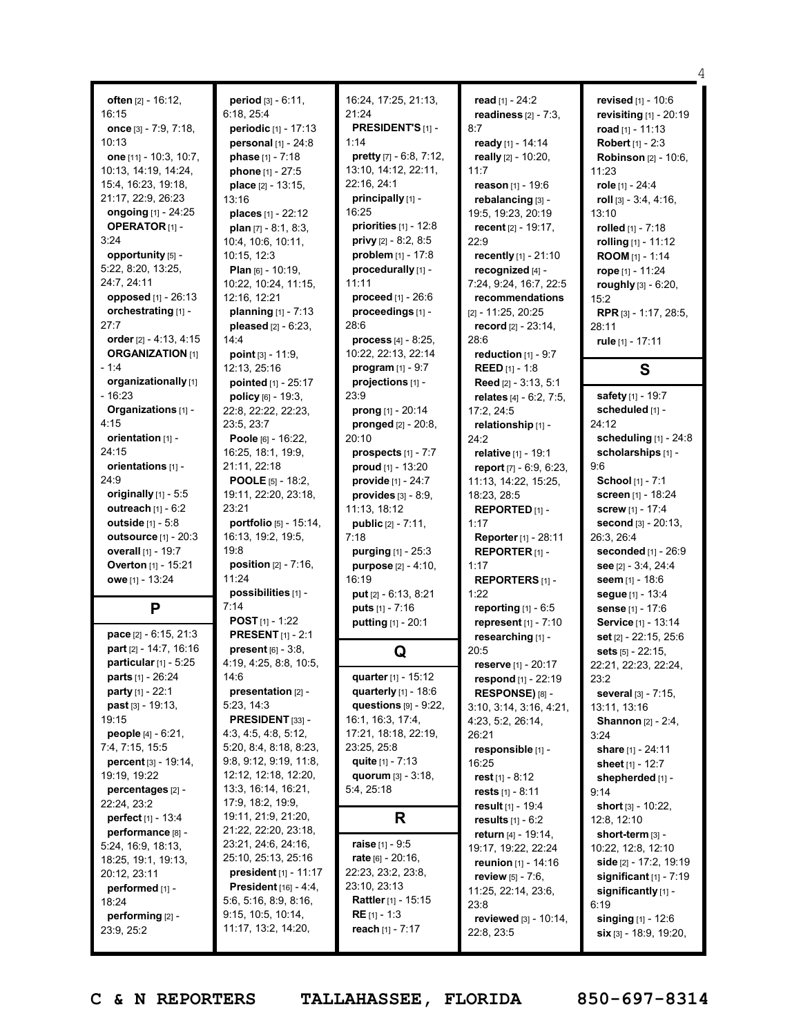**often** [2] - 16:12, 16:15
**once** [3] - 7:9, 7:18, 10:13
**one** [11] - 10:3, 10:7, 10:13, 14:19, 14:24, 15:4, 16:23, 19:18, 21:17, 22:9, 26:23
**ongoing** [1] - 24:25
**OPERATOR** [1] - 3:24
**opportunity** [5] - 5:22, 8:20, 13:25, 24:7, 24:11
**opposed** [1] - 26:13
**orchestrating** [1] - 27:7
**order** [2] - 4:13, 4:15
**ORGANIZATION** [1] - 1:4
**organizationally** [1] - 16:23
**Organizations** [1] - 4:15
**orientation** [1] - 24:15
**orientations** [1] - 24:9
**originally** [1] - 5:5
**outreach** [1] - 6:2
**outside** [1] - 5:8
**outsource** [1] - 20:3
**overall** [1] - 19:7
**Overton** [1] - 15:21
**owe** [1] - 13:24

## P

**pace** [2] - 6:15, 21:3
**part** [2] - 14:7, 16:16
**particular** [1] - 5:25
**parts** [1] - 26:24
**party** [1] - 22:1
**past** [3] - 19:13, 19:15
**people** [4] - 6:21, 7:4, 7:15, 15:5
**percent** [3] - 19:14, 19:19, 19:22
**percentages** [2] - 22:24, 23:2
**perfect** [1] - 13:4
**performance** [8] - 5:24, 16:9, 18:13, 18:25, 19:1, 19:13, 20:12, 23:11
**performed** [1] - 18:24
**performing** [2] - 23:9, 25:2
**period** [3] - 6:11, 6:18, 25:4
**periodic** [1] - 17:13
**personal** [1] - 24:8
**phase** [1] - 7:18
**phone** [1] - 27:5
**place** [2] - 13:15, 13:16
**places** [1] - 22:12
**plan** [7] - 8:1, 8:3, 10:4, 10:6, 10:11, 10:15, 12:3
**Plan** [6] - 10:19, 10:22, 10:24, 11:15, 12:16, 12:21
**planning** [1] - 7:13
**pleased** [2] - 6:23, 14:4
**point** [3] - 11:9, 12:13, 25:16
**pointed** [1] - 25:17
**policy** [6] - 19:3, 22:8, 22:22, 22:23, 23:5, 23:7
**Poole** [6] - 16:22, 16:25, 18:1, 19:9, 21:11, 22:18
**POOLE** [5] - 18:2, 19:11, 22:20, 23:18, 23:21
**portfolio** [5] - 15:14, 16:13, 19:2, 19:5, 19:8
**position** [2] - 7:16, 11:24
**possibilities** [1] - 7:14
**POST** [1] - 1:22
**PRESENT** [1] - 2:1
**present** [6] - 3:8, 4:19, 4:25, 8:8, 10:5, 14:6
**presentation** [2] - 5:23, 14:3
**PRESIDENT** [33] - 4:3, 4:5, 4:8, 5:12, 5:20, 8:4, 8:18, 8:23, 9:8, 9:12, 9:19, 11:8, 12:12, 12:18, 12:20, 13:3, 16:14, 16:21, 17:9, 18:2, 19:9, 19:11, 21:9, 21:20, 21:22, 22:20, 23:18, 23:21, 24:6, 24:16, 25:10, 25:13, 25:16
**president** [1] - 11:17
**President** [16] - 4:4, 5:6, 5:16, 8:9, 8:16, 9:15, 10:5, 10:14, 11:17, 13:2, 14:20, 16:24, 17:25, 21:13, 21:24
**PRESIDENT'S** [1] - 1:14
**pretty** [7] - 6:8, 7:12, 13:10, 14:12, 22:11, 22:16, 24:1
**principally** [1] - 16:25
**priorities** [1] - 12:8
**privy** [2] - 8:2, 8:5
**problem** [1] - 17:8
**procedurally** [1] - 11:11
**proceed** [1] - 26:6
**proceedings** [1] - 28:6
**process** [4] - 8:25, 10:22, 22:13, 22:14
**program** [1] - 9:7
**projections** [1] - 23:9
**prong** [1] - 20:14
**pronged** [2] - 20:8, 20:10
**prospects** [1] - 7:7
**proud** [1] - 13:20
**provide** [1] - 24:7
**provides** [3] - 8:9, 11:13, 18:12
**public** [2] - 7:11, 7:18
**purging** [1] - 25:3
**purpose** [2] - 4:10, 16:19
**put** [2] - 6:13, 8:21
**puts** [1] - 7:16
**putting** [1] - 20:1

## Q

**quarter** [1] - 15:12
**quarterly** [1] - 18:6
**questions** [9] - 9:22, 16:1, 16:3, 17:4, 17:21, 18:18, 22:19, 23:25, 25:8
**quite** [1] - 7:13
**quorum** [3] - 3:18, 5:4, 25:18

## R

**raise** [1] - 9:5
**rate** [6] - 20:16, 22:23, 23:2, 23:8, 23:10, 23:13
**Rattler** [1] - 15:15
**RE** [1] - 1:3
**reach** [1] - 7:17
**read** [1] - 24:2
**readiness** [2] - 7:3, 8:7
**ready** [1] - 14:14
**really** [2] - 10:20, 11:7
**reason** [1] - 19:6
**rebalancing** [3] - 19:5, 19:23, 20:19
**recent** [2] - 19:17, 22:9
**recently** [1] - 21:10
**recognized** [4] - 7:24, 9:24, 16:7, 22:5
**recommendations** [2] - 11:25, 20:25
**record** [2] - 23:14, 28:6
**reduction** [1] - 9:7
**REED** [1] - 1:8
**Reed** [2] - 3:13, 5:1
**relates** [4] - 6:2, 7:5, 17:2, 24:5
**relationship** [1] - 24:2
**relative** [1] - 19:1
**report** [7] - 6:9, 6:23, 11:13, 14:22, 15:25, 18:23, 28:5
**REPORTED** [1] - 1:17
**Reporter** [1] - 28:11
**REPORTER** [1] - 1:17
**REPORTERS** [1] - 1:22
**reporting** [1] - 6:5
**represent** [1] - 7:10
**researching** [1] - 20:5
**reserve** [1] - 20:17
**respond** [1] - 22:19
**RESPONSE)** [8] - 3:10, 3:14, 3:16, 4:21, 4:23, 5:2, 26:14, 26:21
**responsible** [1] - 16:25
**rest** [1] - 8:12
**rests** [1] - 8:11
**result** [1] - 19:4
**results** [1] - 6:2
**return** [4] - 19:14, 19:17, 19:22, 22:24
**reunion** [1] - 14:16
**review** [5] - 7:6, 11:25, 22:14, 23:6, 23:8
**reviewed** [3] - 10:14, 22:8, 23:5
**revised** [1] - 10:6
**revisiting** [1] - 20:19
**road** [1] - 11:13
**Robert** [1] - 2:3
**Robinson** [2] - 10:6, 11:23
**role** [1] - 24:4
**roll** [3] - 3:4, 4:16, 13:10
**rolled** [1] - 7:18
**rolling** [1] - 11:12
**ROOM** [1] - 1:14
**rope** [1] - 11:24
**roughly** [3] - 6:20, 15:2
**RPR** [3] - 1:17, 28:5, 28:11
**rule** [1] - 17:11

## S

**safety** [1] - 19:7
**scheduled** [1] - 24:12
**scheduling** [1] - 24:8
**scholarships** [1] - 9:6
**School** [1] - 7:1
**screen** [1] - 18:24
**screw** [1] - 17:4
**second** [3] - 20:13, 26:3, 26:4
**seconded** [1] - 26:9
**see** [2] - 3:4, 24:4
**seem** [1] - 18:6
**segue** [1] - 13:4
**sense** [1] - 17:6
**Service** [1] - 13:14
**set** [2] - 22:15, 25:6
**sets** [5] - 22:15, 22:21, 22:23, 22:24, 23:2
**several** [3] - 7:15, 13:11, 13:16
**Shannon** [2] - 2:4, 3:24
**share** [1] - 24:11
**sheet** [1] - 12:7
**shepherded** [1] - 9:14
**short** [3] - 10:22, 12:8, 12:10
**short-term** [3] - 10:22, 12:8, 12:10
**side** [2] - 17:2, 19:19
**significant** [1] - 7:19
**significantly** [1] - 6:19
**singing** [1] - 12:6
**six** [3] - 18:9, 19:20,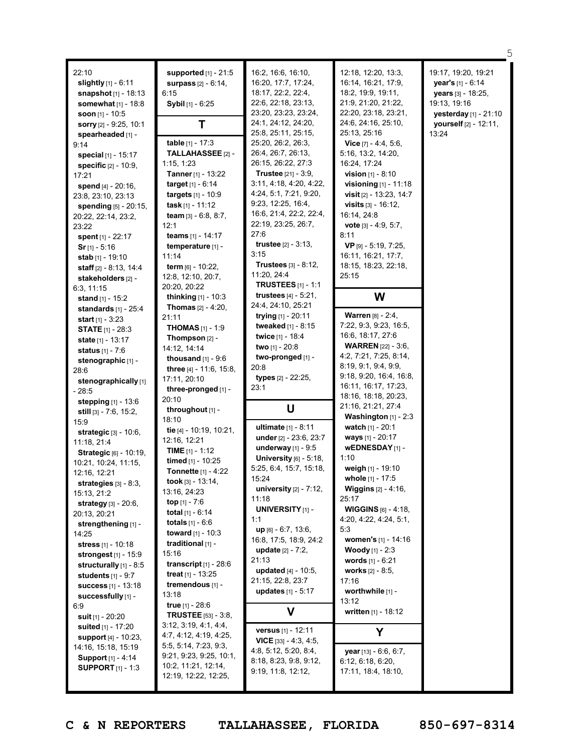22:10
**slightly** [1] - 6:11
**snapshot** [1] - 18:13
**somewhat** [1] - 18:8
**soon** [1] - 10:5
**sorry** [2] - 9:25, 10:1
**spearheaded** [1] - 9:14
**special** [1] - 15:17
**specific** [2] - 10:9, 17:21
**spend** [4] - 20:16, 23:8, 23:10, 23:13
**spending** [5] - 20:15, 20:22, 22:14, 23:2, 23:22
**spent** [1] - 22:17
**Sr** [1] - 5:16
**stab** [1] - 19:10
**staff** [2] - 8:13, 14:4
**stakeholders** [2] - 6:3, 11:15
**stand** [1] - 15:2
**standards** [1] - 25:4
**start** [1] - 3:23
**STATE** [1] - 28:3
**state** [1] - 13:17
**status** [1] - 7:6
**stenographic** [1] - 28:6
**stenographically** [1] - 28:5
**stepping** [1] - 13:6
**still** [3] - 7:6, 15:2, 15:9
**strategic** [3] - 10:6, 11:18, 21:4
**Strategic** [6] - 10:19, 10:21, 10:24, 11:15, 12:16, 12:21
**strategies** [3] - 8:3, 15:13, 21:2
**strategy** [3] - 20:6, 20:13, 20:21
**strengthening** [1] - 14:25
**stress** [1] - 10:18
**strongest** [1] - 15:9
**structurally** [1] - 8:5
**students** [1] - 9:7
**success** [1] - 13:18
**successfully** [1] - 6:9
**suit** [1] - 20:20
**suited** [1] - 17:20
**support** [4] - 10:23, 14:16, 15:18, 15:19
**Support** [1] - 4:14
**SUPPORT** [1] - 1:3
**supported** [1] - 21:5
**surpass** [2] - 6:14, 6:15
**Sybil** [1] - 6:25

## T

**table** [1] - 17:3
**TALLAHASSEE** [2] - 1:15, 1:23
**Tanner** [1] - 13:22
**target** [1] - 6:14
**targets** [1] - 10:9
**task** [1] - 11:12
**team** [3] - 6:8, 8:7, 12:1
**teams** [1] - 14:17
**temperature** [1] - 11:14
**term** [6] - 10:22, 12:8, 12:10, 20:7, 20:20, 20:22
**thinking** [1] - 10:3
**Thomas** [2] - 4:20, 21:11
**THOMAS** [1] - 1:9
**Thompson** [2] - 14:12, 14:14
**thousand** [1] - 9:6
**three** [4] - 11:6, 15:8, 17:11, 20:10
**three-pronged** [1] - 20:10
**throughout** [1] - 18:10
**tie** [4] - 10:19, 10:21, 12:16, 12:21
**TIME** [1] - 1:12
**timed** [1] - 10:25
**Tonnette** [1] - 4:22
**took** [3] - 13:14, 13:16, 24:23
**top** [1] - 7:6
**total** [1] - 6:14
**totals** [1] - 6:6
**toward** [1] - 10:3
**traditional** [1] - 15:16
**transcript** [1] - 28:6
**treat** [1] - 13:25
**tremendous** [1] - 13:18
**true** [1] - 28:6
**TRUSTEE** [53] - 3:8, 3:12, 3:19, 4:1, 4:4, 4:7, 4:12, 4:19, 4:25, 5:5, 5:14, 7:23, 9:3, 9:21, 9:23, 9:25, 10:1, 10:2, 11:21, 12:14, 12:19, 12:22, 12:25, 16:2, 16:6, 16:10, 16:20, 17:7, 17:24, 18:17, 22:2, 22:4, 22:6, 22:18, 23:13, 23:20, 23:23, 23:24, 24:1, 24:12, 24:20, 25:8, 25:11, 25:15, 25:20, 26:2, 26:3, 26:4, 26:7, 26:13, 26:15, 26:22, 27:3
**Trustee** [21] - 3:9, 3:11, 4:18, 4:20, 4:22, 4:24, 5:1, 7:21, 9:20, 9:23, 12:25, 16:4, 16:6, 21:4, 22:2, 22:4, 22:19, 23:25, 26:7, 27:6
**trustee** [2] - 3:13, 3:15
**Trustees** [3] - 8:12, 11:20, 24:4
**TRUSTEES** [1] - 1:1
**trustees** [4] - 5:21, 24:4, 24:10, 25:21
**trying** [1] - 20:11
**tweaked** [1] - 8:15
**twice** [1] - 18:4
**two** [1] - 20:8
**two-pronged** [1] - 20:8
**types** [2] - 22:25, 23:1

## U

**ultimate** [1] - 8:11
**under** [2] - 23:6, 23:7
**underway** [1] - 9:5
**University** [6] - 5:18, 5:25, 6:4, 15:7, 15:18, 15:24
**university** [2] - 7:12, 11:18
**UNIVERSITY** [1] - 1:1
**up** [6] - 6:7, 13:6, 16:8, 17:5, 18:9, 24:2
**update** [2] - 7:2, 21:13
**updated** [4] - 10:5, 21:15, 22:8, 23:7
**updates** [1] - 5:17

## V

**versus** [1] - 12:11
**VICE** [33] - 4:3, 4:5, 4:8, 5:12, 5:20, 8:4, 8:18, 8:23, 9:8, 9:12, 9:19, 11:8, 12:12, 12:18, 12:20, 13:3, 16:14, 16:21, 17:9, 18:2, 19:9, 19:11, 21:9, 21:20, 21:22, 22:20, 23:18, 23:21, 24:6, 24:16, 25:10, 25:13, 25:16
**Vice** [7] - 4:4, 5:6, 5:16, 13:2, 14:20, 16:24, 17:24
**vision** [1] - 8:10
**visioning** [1] - 11:18
**visit** [2] - 13:23, 14:7
**visits** [3] - 16:12, 16:14, 24:8
**vote** [3] - 4:9, 5:7, 8:11
**VP** [9] - 5:19, 7:25, 16:11, 16:21, 17:7, 18:15, 18:23, 22:18, 25:15

## W

**Warren** [8] - 2:4, 7:22, 9:3, 9:23, 16:5, 16:6, 18:17, 27:6
**WARREN** [22] - 3:6, 4:2, 7:21, 7:25, 8:14, 8:19, 9:1, 9:4, 9:9, 9:18, 9:20, 16:4, 16:8, 16:11, 16:17, 17:23, 18:16, 18:18, 20:23, 21:16, 21:21, 27:4
**Washington** [1] - 2:3
**watch** [1] - 20:1
**ways** [1] - 20:17
**wEDNESDAY** [1] - 1:10
**weigh** [1] - 19:10
**whole** [1] - 17:5
**Wiggins** [2] - 4:16, 25:17
**WIGGINS** [6] - 4:18, 4:20, 4:22, 4:24, 5:1, 5:3
**women's** [1] - 14:16
**Woody** [1] - 2:3
**words** [1] - 6:21
**works** [2] - 8:5, 17:16
**worthwhile** [1] - 13:12
**written** [1] - 18:12

## Y

**year** [13] - 6:6, 6:7, 6:12, 6:18, 6:20, 17:11, 18:4, 18:10, 19:17, 19:20, 19:21
**year's** [1] - 6:14
**years** [3] - 18:25, 19:13, 19:16
**yesterday** [1] - 21:10
**yourself** [2] - 12:11, 13:24